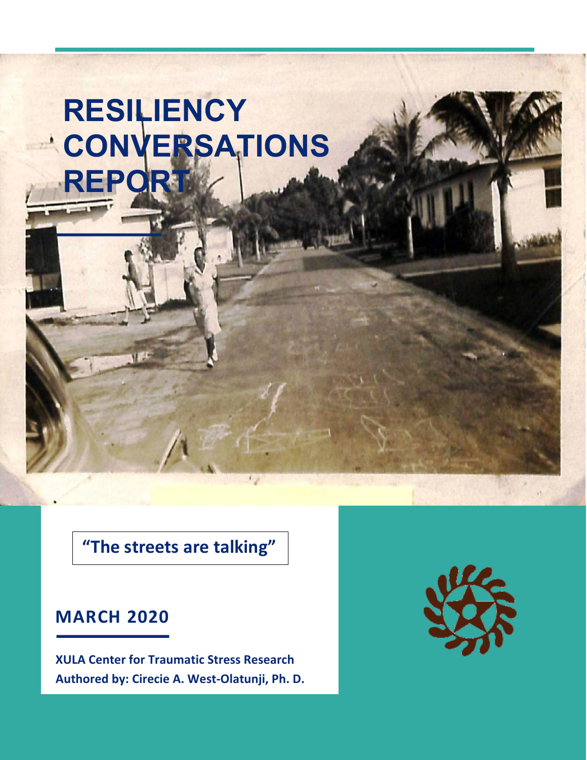# RESILIENCY CONVERSATIONS REPORT

**"The streets are talking"**

## MARCH 2020

**XULA Center for Traumatic Stress Research**
**Authored by: Cirecie A. West-Olatunji, Ph. D.**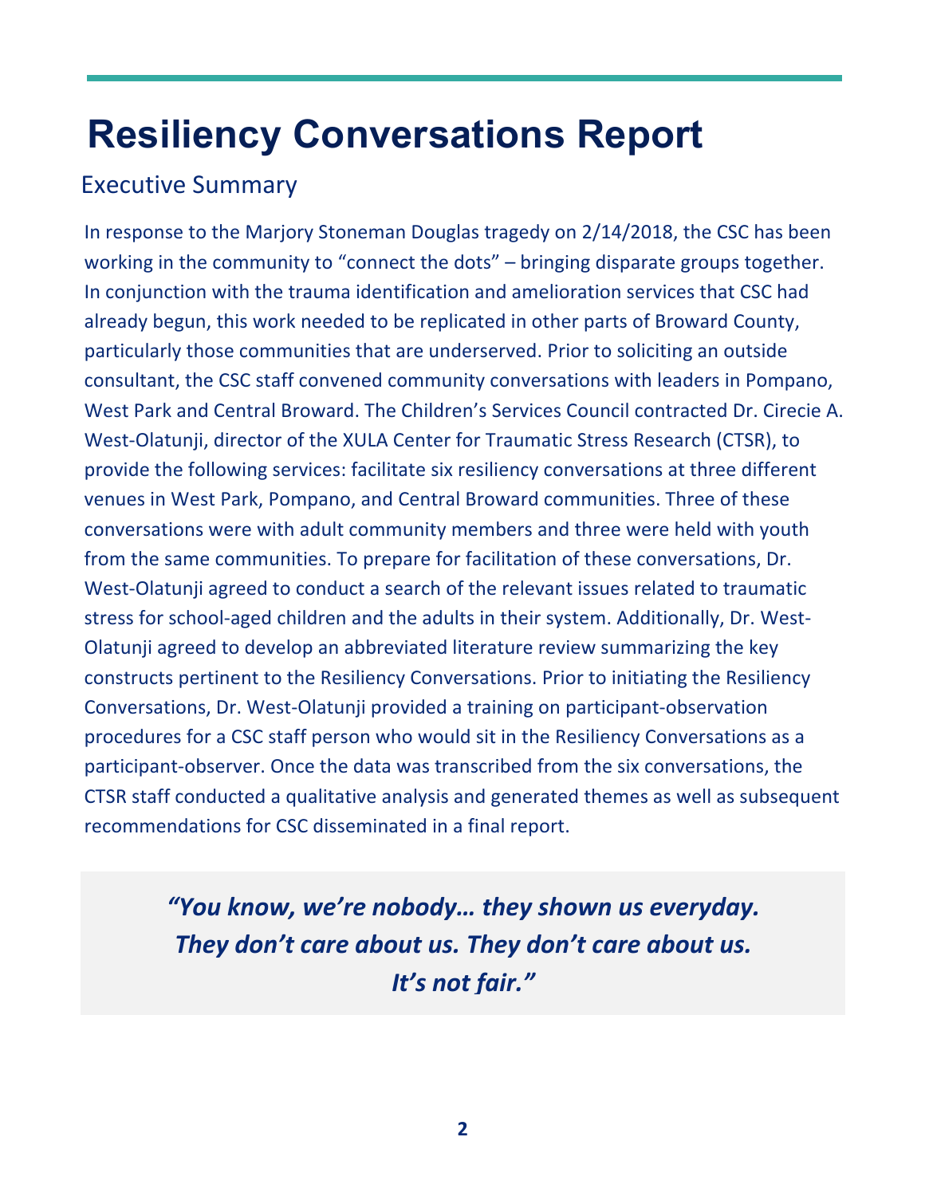# Resiliency Conversations Report

## Executive Summary

In response to the Marjory Stoneman Douglas tragedy on 2/14/2018, the CSC has been working in the community to "connect the dots" – bringing disparate groups together. In conjunction with the trauma identification and amelioration services that CSC had already begun, this work needed to be replicated in other parts of Broward County, particularly those communities that are underserved. Prior to soliciting an outside consultant, the CSC staff convened community conversations with leaders in Pompano, West Park and Central Broward. The Children's Services Council contracted Dr. Cirecie A. West-Olatunji, director of the XULA Center for Traumatic Stress Research (CTSR), to provide the following services: facilitate six resiliency conversations at three different venues in West Park, Pompano, and Central Broward communities. Three of these conversations were with adult community members and three were held with youth from the same communities. To prepare for facilitation of these conversations, Dr. West-Olatunji agreed to conduct a search of the relevant issues related to traumatic stress for school-aged children and the adults in their system. Additionally, Dr. West-Olatunji agreed to develop an abbreviated literature review summarizing the key constructs pertinent to the Resiliency Conversations. Prior to initiating the Resiliency Conversations, Dr. West-Olatunji provided a training on participant-observation procedures for a CSC staff person who would sit in the Resiliency Conversations as a participant-observer. Once the data was transcribed from the six conversations, the CTSR staff conducted a qualitative analysis and generated themes as well as subsequent recommendations for CSC disseminated in a final report.

> ***"You know, we're nobody… they shown us everyday. They don't care about us. They don't care about us. It's not fair."***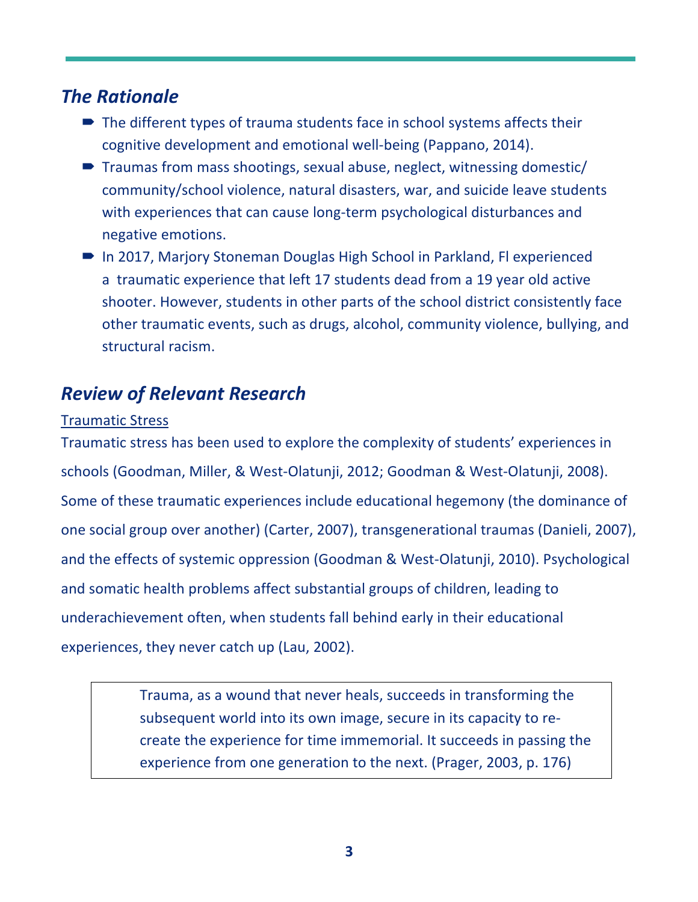## *The Rationale*

- The different types of trauma students face in school systems affects their cognitive development and emotional well-being (Pappano, 2014).
- Traumas from mass shootings, sexual abuse, neglect, witnessing domestic/ community/school violence, natural disasters, war, and suicide leave students with experiences that can cause long-term psychological disturbances and negative emotions.
- In 2017, Marjory Stoneman Douglas High School in Parkland, Fl experienced a traumatic experience that left 17 students dead from a 19 year old active shooter. However, students in other parts of the school district consistently face other traumatic events, such as drugs, alcohol, community violence, bullying, and structural racism.

## *Review of Relevant Research*

Traumatic Stress

Traumatic stress has been used to explore the complexity of students' experiences in schools (Goodman, Miller, & West-Olatunji, 2012; Goodman & West-Olatunji, 2008). Some of these traumatic experiences include educational hegemony (the dominance of one social group over another) (Carter, 2007), transgenerational traumas (Danieli, 2007), and the effects of systemic oppression (Goodman & West-Olatunji, 2010). Psychological and somatic health problems affect substantial groups of children, leading to underachievement often, when students fall behind early in their educational experiences, they never catch up (Lau, 2002).

> Trauma, as a wound that never heals, succeeds in transforming the subsequent world into its own image, secure in its capacity to re-create the experience for time immemorial. It succeeds in passing the experience from one generation to the next. (Prager, 2003, p. 176)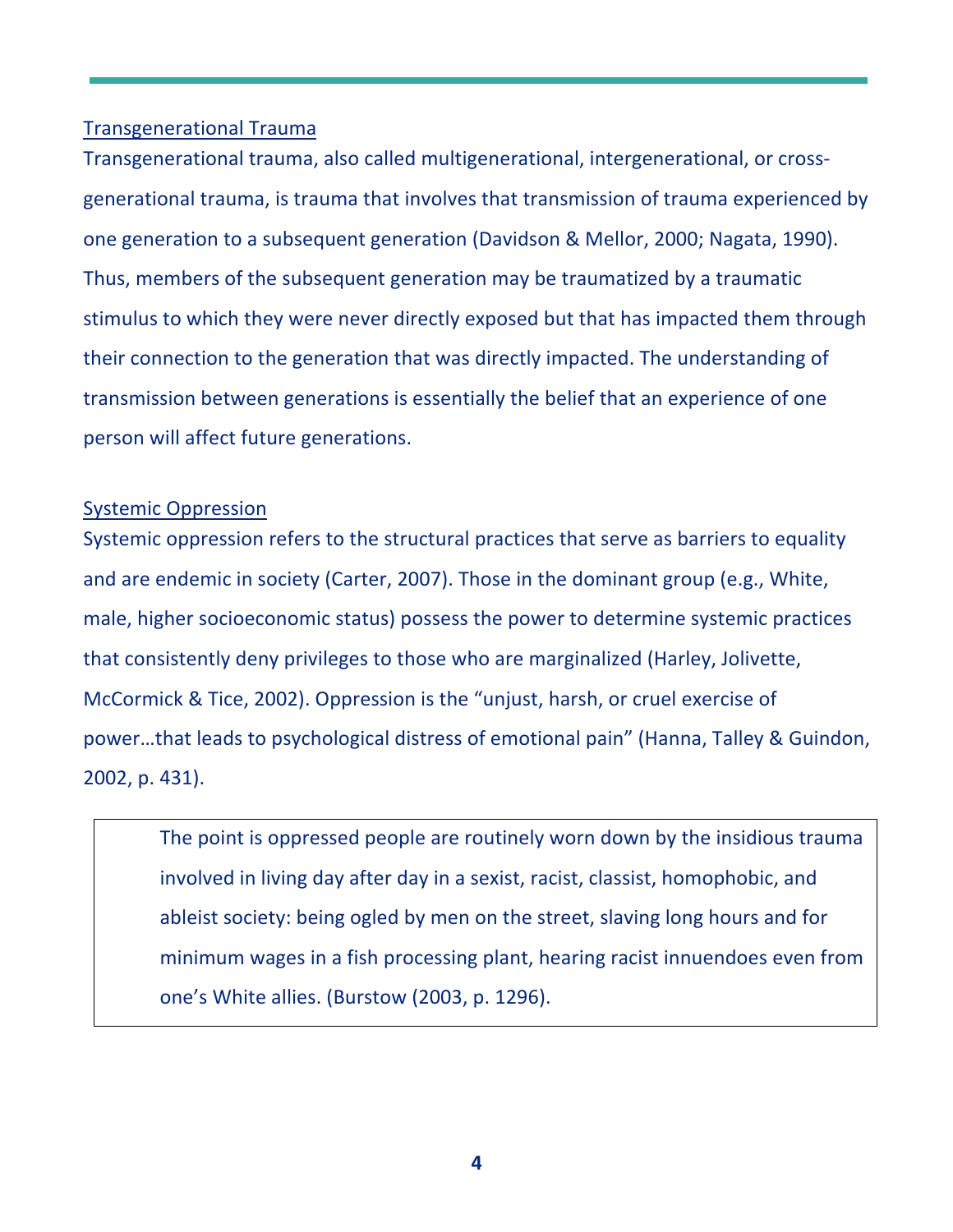## Transgenerational Trauma

Transgenerational trauma, also called multigenerational, intergenerational, or cross-generational trauma, is trauma that involves that transmission of trauma experienced by one generation to a subsequent generation (Davidson & Mellor, 2000; Nagata, 1990). Thus, members of the subsequent generation may be traumatized by a traumatic stimulus to which they were never directly exposed but that has impacted them through their connection to the generation that was directly impacted. The understanding of transmission between generations is essentially the belief that an experience of one person will affect future generations.

## Systemic Oppression

Systemic oppression refers to the structural practices that serve as barriers to equality and are endemic in society (Carter, 2007). Those in the dominant group (e.g., White, male, higher socioeconomic status) possess the power to determine systemic practices that consistently deny privileges to those who are marginalized (Harley, Jolivette, McCormick & Tice, 2002). Oppression is the "unjust, harsh, or cruel exercise of power…that leads to psychological distress of emotional pain" (Hanna, Talley & Guindon, 2002, p. 431).

> The point is oppressed people are routinely worn down by the insidious trauma involved in living day after day in a sexist, racist, classist, homophobic, and ableist society: being ogled by men on the street, slaving long hours and for minimum wages in a fish processing plant, hearing racist innuendoes even from one's White allies. (Burstow (2003, p. 1296).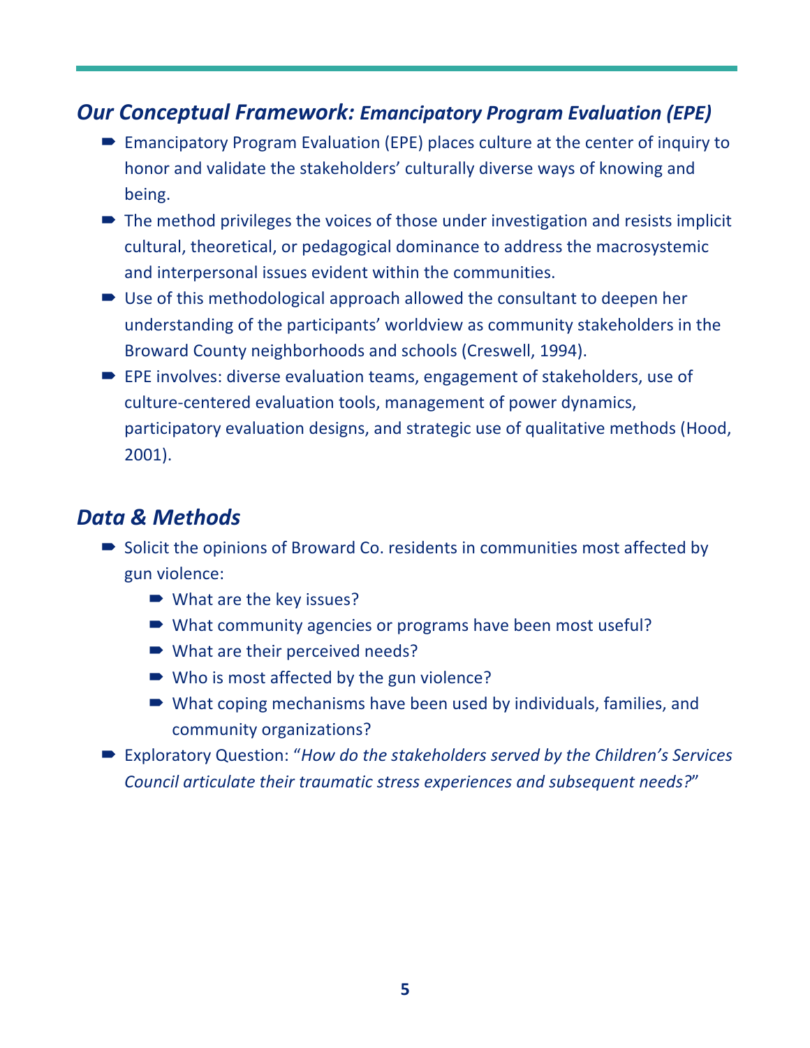## *Our Conceptual Framework: Emancipatory Program Evaluation (EPE)*

- Emancipatory Program Evaluation (EPE) places culture at the center of inquiry to honor and validate the stakeholders' culturally diverse ways of knowing and being.
- The method privileges the voices of those under investigation and resists implicit cultural, theoretical, or pedagogical dominance to address the macrosystemic and interpersonal issues evident within the communities.
- Use of this methodological approach allowed the consultant to deepen her understanding of the participants' worldview as community stakeholders in the Broward County neighborhoods and schools (Creswell, 1994).
- EPE involves: diverse evaluation teams, engagement of stakeholders, use of culture-centered evaluation tools, management of power dynamics, participatory evaluation designs, and strategic use of qualitative methods (Hood, 2001).

## *Data & Methods*

- Solicit the opinions of Broward Co. residents in communities most affected by gun violence:
  - What are the key issues?
  - What community agencies or programs have been most useful?
  - What are their perceived needs?
  - Who is most affected by the gun violence?
  - What coping mechanisms have been used by individuals, families, and community organizations?
- Exploratory Question: "*How do the stakeholders served by the Children's Services Council articulate their traumatic stress experiences and subsequent needs?*"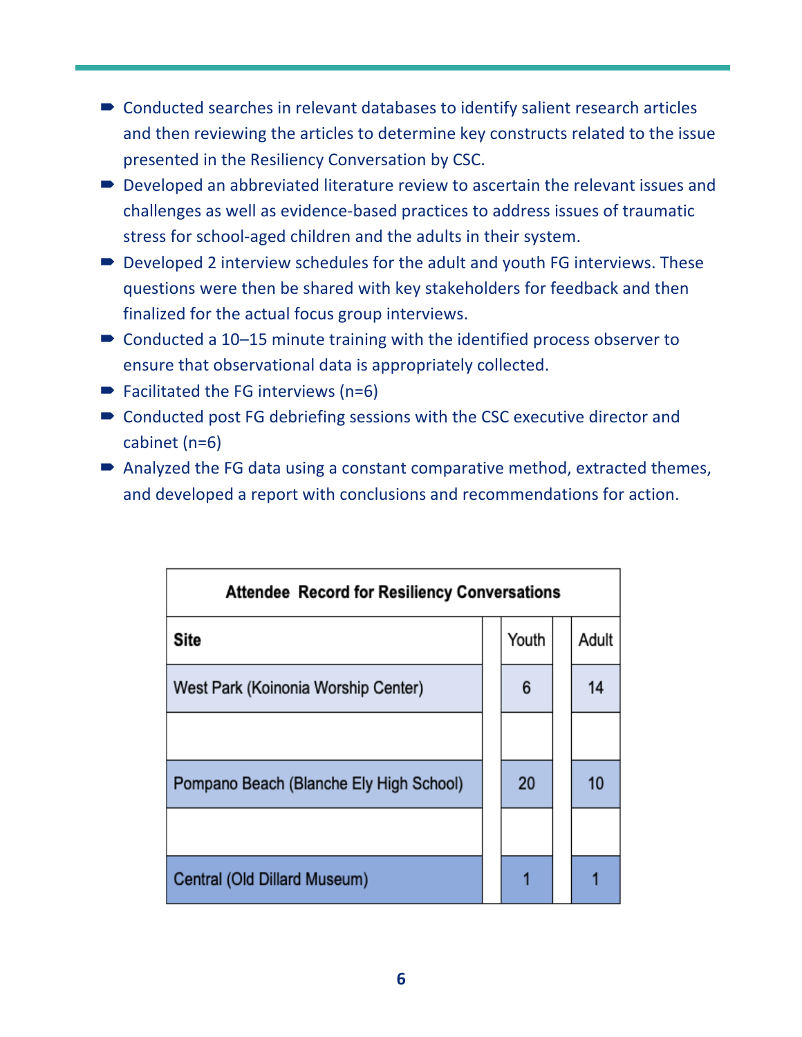- Conducted searches in relevant databases to identify salient research articles and then reviewing the articles to determine key constructs related to the issue presented in the Resiliency Conversation by CSC.
- Developed an abbreviated literature review to ascertain the relevant issues and challenges as well as evidence-based practices to address issues of traumatic stress for school-aged children and the adults in their system.
- Developed 2 interview schedules for the adult and youth FG interviews. These questions were then be shared with key stakeholders for feedback and then finalized for the actual focus group interviews.
- Conducted a 10–15 minute training with the identified process observer to ensure that observational data is appropriately collected.
- Facilitated the FG interviews (n=6)
- Conducted post FG debriefing sessions with the CSC executive director and cabinet (n=6)
- Analyzed the FG data using a constant comparative method, extracted themes, and developed a report with conclusions and recommendations for action.

| Attendee Record for Resiliency Conversations | | |
|---|---|---|
| **Site** | Youth | Adult |
| West Park (Koinonia Worship Center) | 6 | 14 |
| | | |
| Pompano Beach (Blanche Ely High School) | 20 | 10 |
| | | |
| Central (Old Dillard Museum) | 1 | 1 |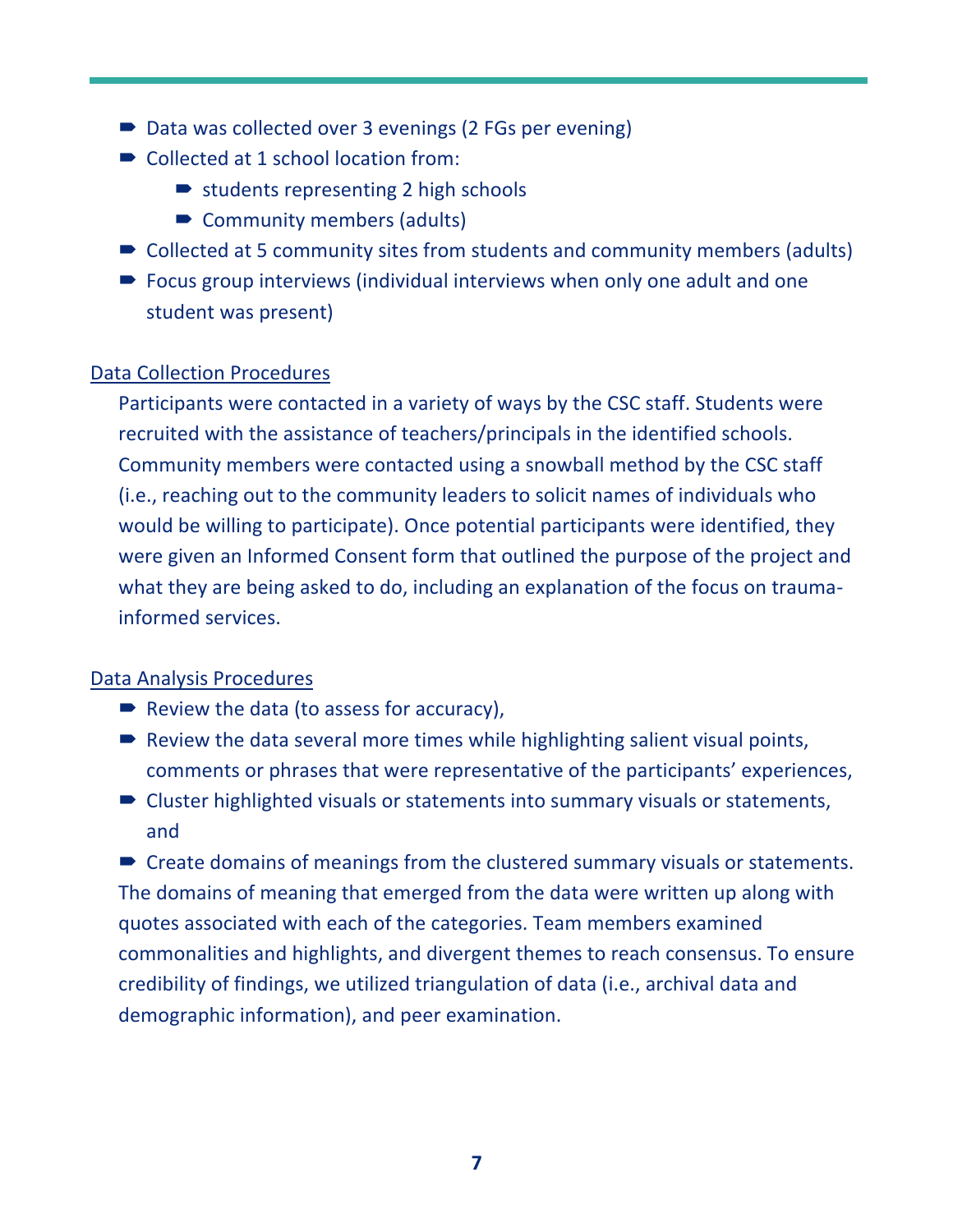- Data was collected over 3 evenings (2 FGs per evening)
- Collected at 1 school location from:
  - students representing 2 high schools
  - Community members (adults)
- Collected at 5 community sites from students and community members (adults)
- Focus group interviews (individual interviews when only one adult and one student was present)

Data Collection Procedures

Participants were contacted in a variety of ways by the CSC staff. Students were recruited with the assistance of teachers/principals in the identified schools. Community members were contacted using a snowball method by the CSC staff (i.e., reaching out to the community leaders to solicit names of individuals who would be willing to participate). Once potential participants were identified, they were given an Informed Consent form that outlined the purpose of the project and what they are being asked to do, including an explanation of the focus on trauma-informed services.

Data Analysis Procedures

- Review the data (to assess for accuracy),
- Review the data several more times while highlighting salient visual points, comments or phrases that were representative of the participants' experiences,
- Cluster highlighted visuals or statements into summary visuals or statements, and
- Create domains of meanings from the clustered summary visuals or statements.

The domains of meaning that emerged from the data were written up along with quotes associated with each of the categories. Team members examined commonalities and highlights, and divergent themes to reach consensus. To ensure credibility of findings, we utilized triangulation of data (i.e., archival data and demographic information), and peer examination.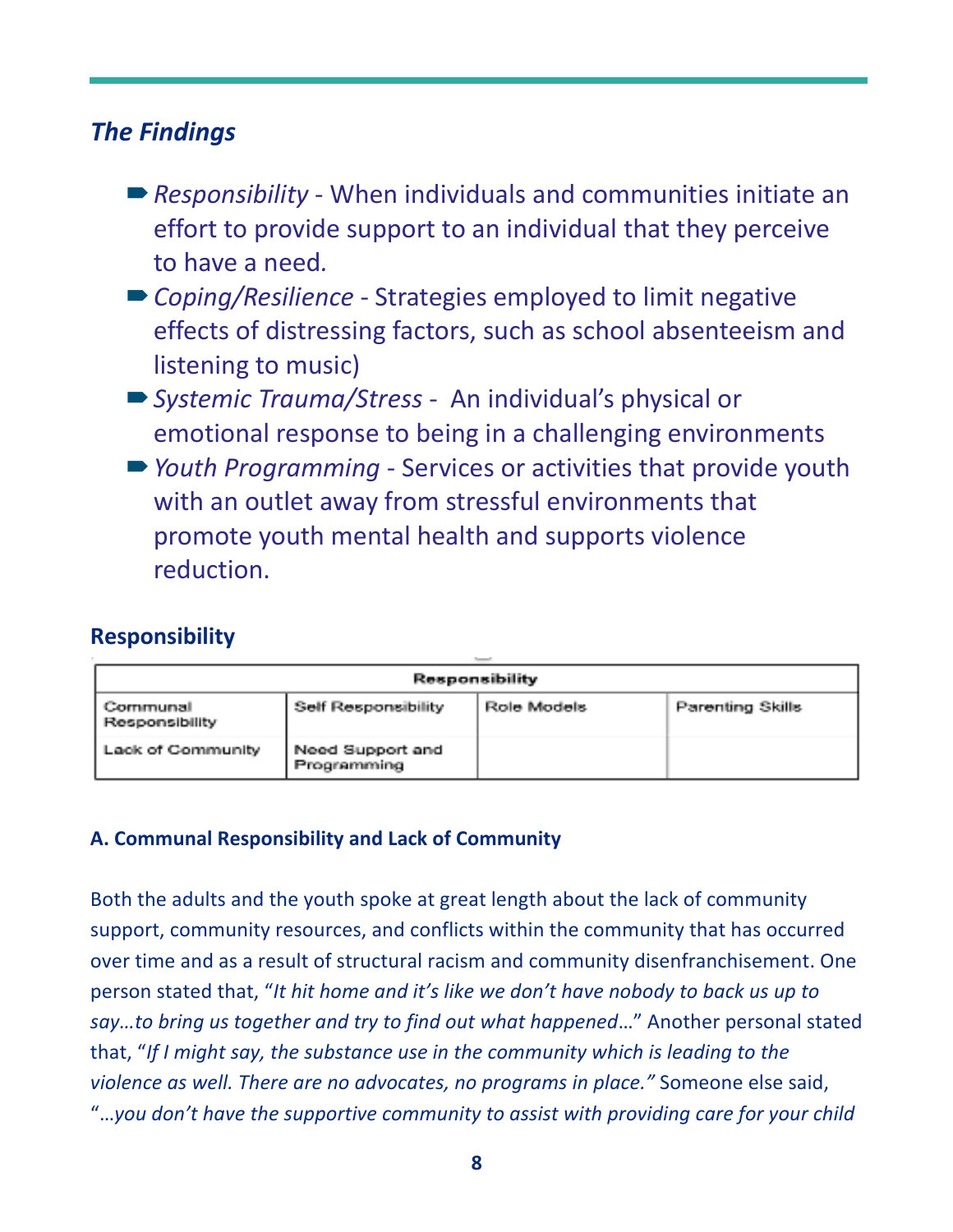## *The Findings*

- *Responsibility* - When individuals and communities initiate an effort to provide support to an individual that they perceive to have a need.
- *Coping/Resilience* - Strategies employed to limit negative effects of distressing factors, such as school absenteeism and listening to music)
- *Systemic Trauma/Stress* - An individual's physical or emotional response to being in a challenging environments
- *Youth Programming* - Services or activities that provide youth with an outlet away from stressful environments that promote youth mental health and supports violence reduction.

### Responsibility

| Responsibility | | | |
|---|---|---|---|
| Communal Responsibility | Self Responsibility | Role Models | Parenting Skills |
| Lack of Community | Need Support and Programming | | |

#### A. Communal Responsibility and Lack of Community

Both the adults and the youth spoke at great length about the lack of community support, community resources, and conflicts within the community that has occurred over time and as a result of structural racism and community disenfranchisement. One person stated that, "*It hit home and it's like we don't have nobody to back us up to say…to bring us together and try to find out what happened*…" Another personal stated that, "*If I might say, the substance use in the community which is leading to the violence as well. There are no advocates, no programs in place.*" Someone else said, "*…you don't have the supportive community to assist with providing care for your child*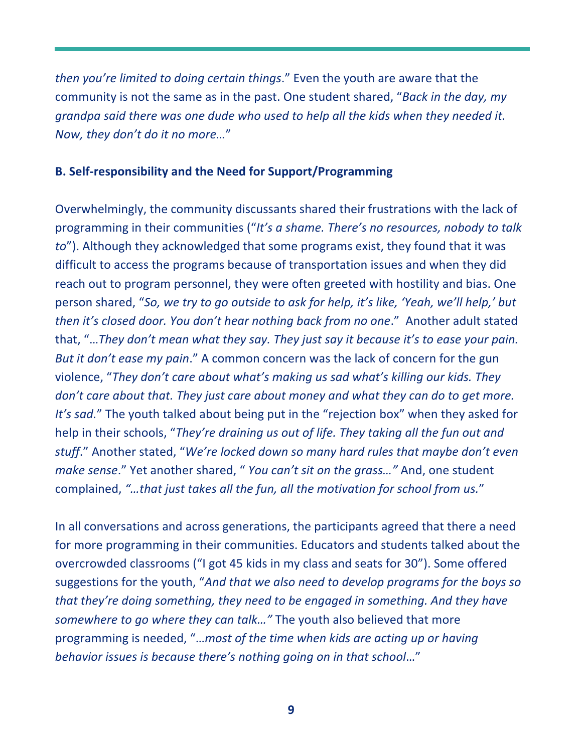*then you're limited to doing certain things*." Even the youth are aware that the community is not the same as in the past. One student shared, "*Back in the day, my grandpa said there was one dude who used to help all the kids when they needed it. Now, they don't do it no more…*"

**B. Self-responsibility and the Need for Support/Programming**

Overwhelmingly, the community discussants shared their frustrations with the lack of programming in their communities ("*It's a shame. There's no resources, nobody to talk to*"). Although they acknowledged that some programs exist, they found that it was difficult to access the programs because of transportation issues and when they did reach out to program personnel, they were often greeted with hostility and bias. One person shared, "*So, we try to go outside to ask for help, it's like, 'Yeah, we'll help,' but then it's closed door. You don't hear nothing back from no one*." Another adult stated that, "*…They don't mean what they say. They just say it because it's to ease your pain. But it don't ease my pain*." A common concern was the lack of concern for the gun violence, "*They don't care about what's making us sad what's killing our kids. They don't care about that. They just care about money and what they can do to get more. It's sad.*" The youth talked about being put in the "rejection box" when they asked for help in their schools, "*They're draining us out of life. They taking all the fun out and stuff*." Another stated, "*We're locked down so many hard rules that maybe don't even make sense*." Yet another shared, " *You can't sit on the grass…"* And, one student complained, *"…that just takes all the fun, all the motivation for school from us.*"

In all conversations and across generations, the participants agreed that there a need for more programming in their communities. Educators and students talked about the overcrowded classrooms ("I got 45 kids in my class and seats for 30"). Some offered suggestions for the youth, "*And that we also need to develop programs for the boys so that they're doing something, they need to be engaged in something. And they have somewhere to go where they can talk…"* The youth also believed that more programming is needed, "*…most of the time when kids are acting up or having behavior issues is because there's nothing going on in that school…*"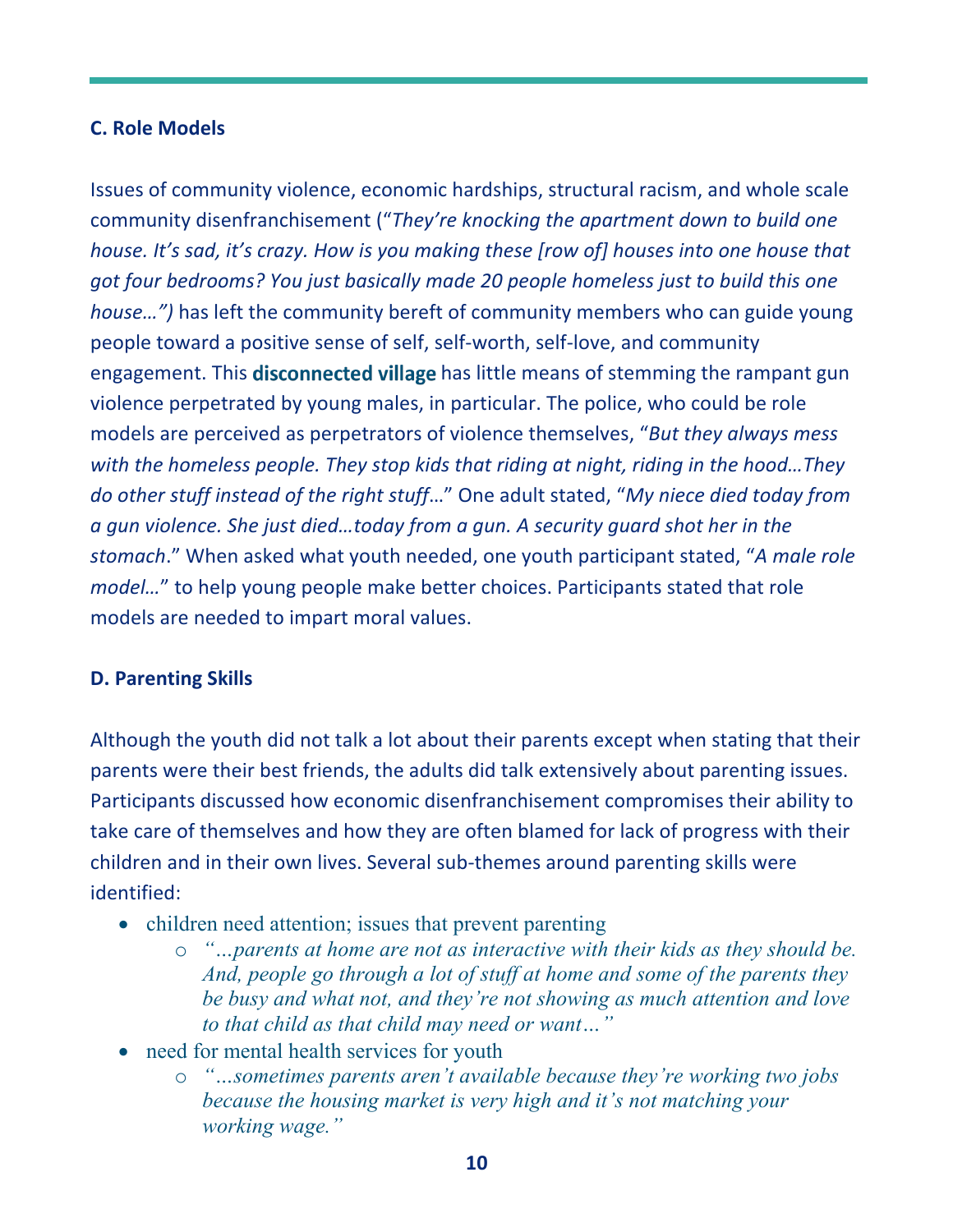### C. Role Models

Issues of community violence, economic hardships, structural racism, and whole scale community disenfranchisement ("*They're knocking the apartment down to build one house. It's sad, it's crazy. How is you making these [row of] houses into one house that got four bedrooms? You just basically made 20 people homeless just to build this one house…")* has left the community bereft of community members who can guide young people toward a positive sense of self, self-worth, self-love, and community engagement. This **disconnected village** has little means of stemming the rampant gun violence perpetrated by young males, in particular. The police, who could be role models are perceived as perpetrators of violence themselves, "*But they always mess with the homeless people. They stop kids that riding at night, riding in the hood…They do other stuff instead of the right stuff*…" One adult stated, "*My niece died today from a gun violence. She just died…today from a gun. A security guard shot her in the stomach*." When asked what youth needed, one youth participant stated, "*A male role model…*" to help young people make better choices. Participants stated that role models are needed to impart moral values.

### D. Parenting Skills

Although the youth did not talk a lot about their parents except when stating that their parents were their best friends, the adults did talk extensively about parenting issues. Participants discussed how economic disenfranchisement compromises their ability to take care of themselves and how they are often blamed for lack of progress with their children and in their own lives. Several sub-themes around parenting skills were identified:

- children need attention; issues that prevent parenting
  - *"…parents at home are not as interactive with their kids as they should be. And, people go through a lot of stuff at home and some of the parents they be busy and what not, and they're not showing as much attention and love to that child as that child may need or want…"*
- need for mental health services for youth
  - *"…sometimes parents aren't available because they're working two jobs because the housing market is very high and it's not matching your working wage."*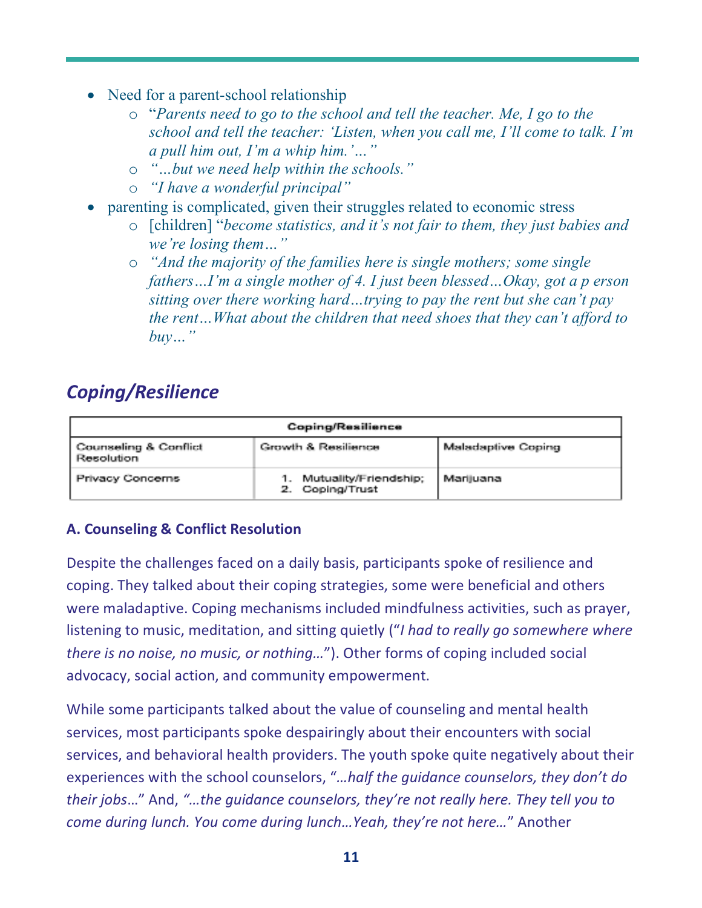- Need for a parent-school relationship
    - "*Parents need to go to the school and tell the teacher. Me, I go to the school and tell the teacher: 'Listen, when you call me, I'll come to talk. I'm a pull him out, I'm a whip him.'…*"
    - *"…but we need help within the schools."*
    - *"I have a wonderful principal"*
- parenting is complicated, given their struggles related to economic stress
    - [children] "*become statistics, and it's not fair to them, they just babies and we're losing them…"*
    - *"And the majority of the families here is single mothers; some single fathers…I'm a single mother of 4. I just been blessed…Okay, got a p erson sitting over there working hard…trying to pay the rent but she can't pay the rent…What about the children that need shoes that they can't afford to buy…"*

## *Coping/Resilience*

| Coping/Resilience | | |
|---|---|---|
| Counseling & Conflict Resolution | Growth & Resilience | Maladaptive Coping |
| Privacy Concerns | 1. Mutuality/Friendship; 2. Coping/Trust | Marijuana |

### A. Counseling & Conflict Resolution

Despite the challenges faced on a daily basis, participants spoke of resilience and coping. They talked about their coping strategies, some were beneficial and others were maladaptive. Coping mechanisms included mindfulness activities, such as prayer, listening to music, meditation, and sitting quietly ("*I had to really go somewhere where there is no noise, no music, or nothing…*"). Other forms of coping included social advocacy, social action, and community empowerment.

While some participants talked about the value of counseling and mental health services, most participants spoke despairingly about their encounters with social services, and behavioral health providers. The youth spoke quite negatively about their experiences with the school counselors, *"…half the guidance counselors, they don't do their jobs…*" And, *"…the guidance counselors, they're not really here. They tell you to come during lunch. You come during lunch…Yeah, they're not here…*" Another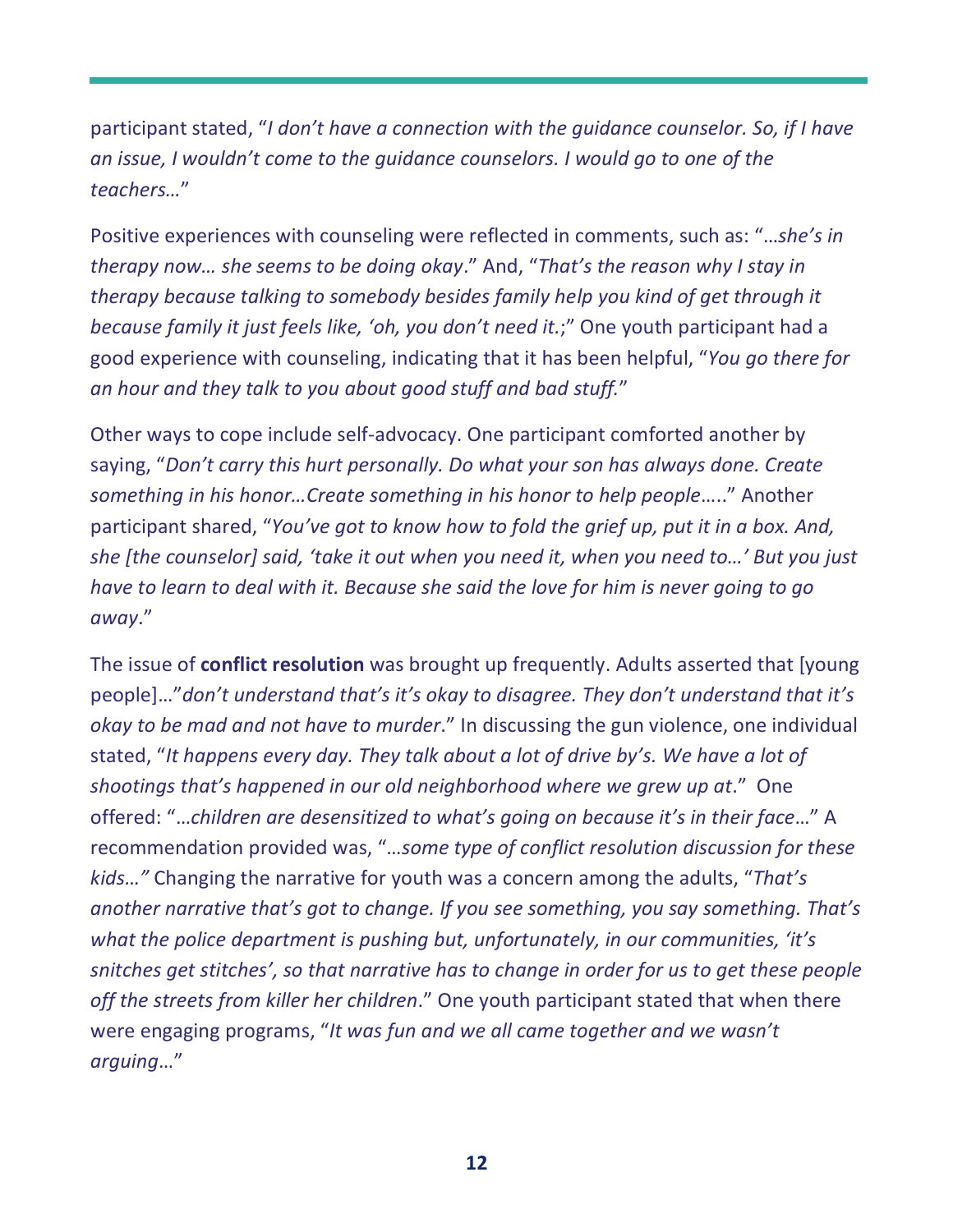participant stated, "*I don't have a connection with the guidance counselor. So, if I have an issue, I wouldn't come to the guidance counselors. I would go to one of the teachers…*"

Positive experiences with counseling were reflected in comments, such as: "*…she's in therapy now… she seems to be doing okay*." And, "*That's the reason why I stay in therapy because talking to somebody besides family help you kind of get through it because family it just feels like, 'oh, you don't need it*.;" One youth participant had a good experience with counseling, indicating that it has been helpful, "*You go there for an hour and they talk to you about good stuff and bad stuff.*"

Other ways to cope include self-advocacy. One participant comforted another by saying, "*Don't carry this hurt personally. Do what your son has always done. Create something in his honor…Create something in his honor to help people*….." Another participant shared, "*You've got to know how to fold the grief up, put it in a box. And, she [the counselor] said, 'take it out when you need it, when you need to…' But you just have to learn to deal with it. Because she said the love for him is never going to go away*."

The issue of **conflict resolution** was brought up frequently. Adults asserted that [young people]…"*don't understand that's it's okay to disagree. They don't understand that it's okay to be mad and not have to murder*." In discussing the gun violence, one individual stated, "*It happens every day. They talk about a lot of drive by's. We have a lot of shootings that's happened in our old neighborhood where we grew up at*." One offered: "*…children are desensitized to what's going on because it's in their face*…" A recommendation provided was, "*…some type of conflict resolution discussion for these kids…*" Changing the narrative for youth was a concern among the adults, "*That's another narrative that's got to change. If you see something, you say something. That's what the police department is pushing but, unfortunately, in our communities, 'it's snitches get stitches', so that narrative has to change in order for us to get these people off the streets from killer her children*." One youth participant stated that when there were engaging programs, "*It was fun and we all came together and we wasn't arguing*…"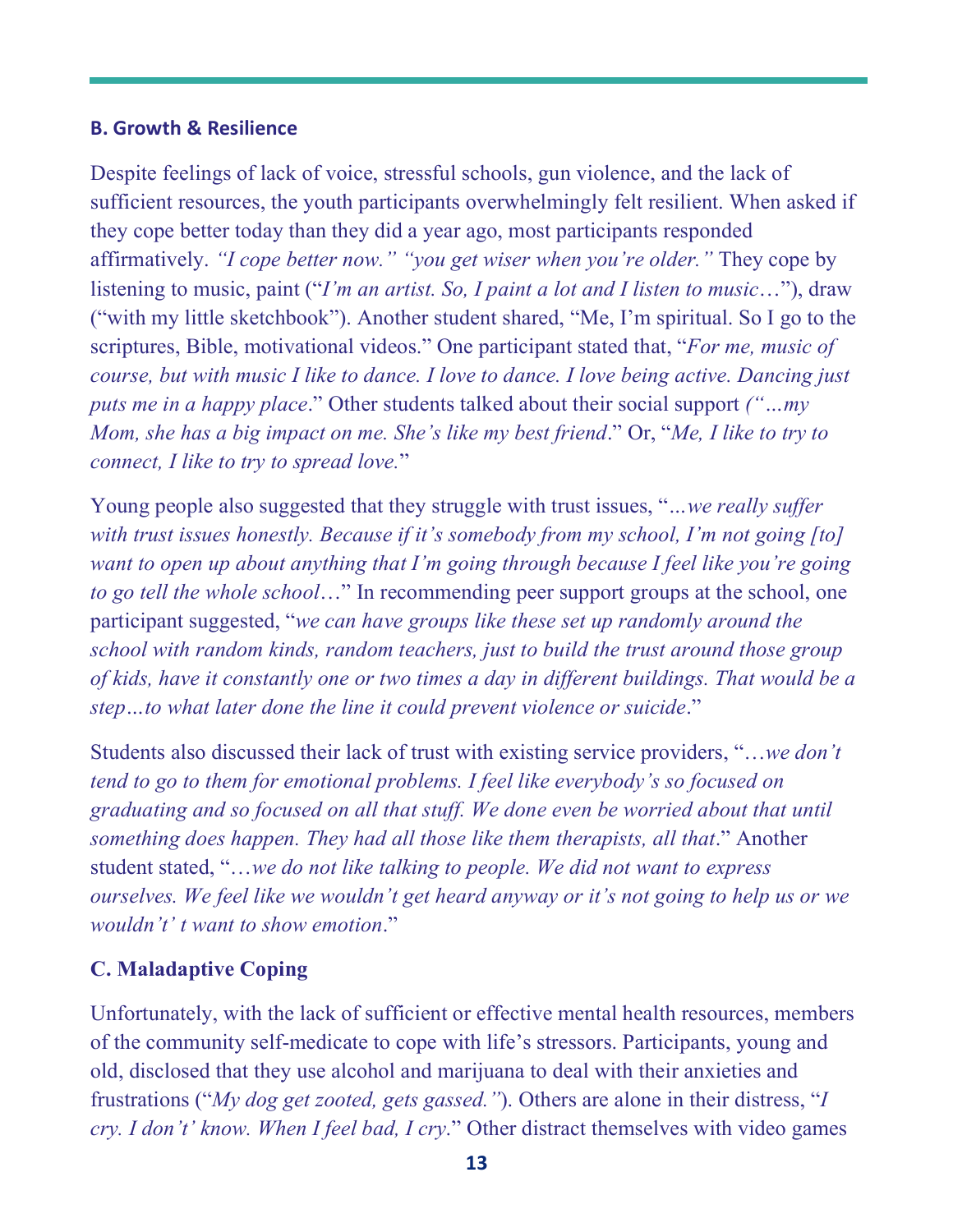### B. Growth & Resilience

Despite feelings of lack of voice, stressful schools, gun violence, and the lack of sufficient resources, the youth participants overwhelmingly felt resilient. When asked if they cope better today than they did a year ago, most participants responded affirmatively. *"I cope better now." "you get wiser when you're older."* They cope by listening to music, paint ("*I'm an artist. So, I paint a lot and I listen to music*…"), draw ("with my little sketchbook"). Another student shared, "Me, I'm spiritual. So I go to the scriptures, Bible, motivational videos." One participant stated that, "*For me, music of course, but with music I like to dance. I love to dance. I love being active. Dancing just puts me in a happy place*." Other students talked about their social support *("…my Mom, she has a big impact on me. She's like my best friend*." Or, "*Me, I like to try to connect, I like to try to spread love.*"

Young people also suggested that they struggle with trust issues, "*…we really suffer with trust issues honestly. Because if it's somebody from my school, I'm not going [to] want to open up about anything that I'm going through because I feel like you're going to go tell the whole school*…" In recommending peer support groups at the school, one participant suggested, "*we can have groups like these set up randomly around the school with random kinds, random teachers, just to build the trust around those group of kids, have it constantly one or two times a day in different buildings. That would be a step…to what later done the line it could prevent violence or suicide*."

Students also discussed their lack of trust with existing service providers, "…*we don't tend to go to them for emotional problems. I feel like everybody's so focused on graduating and so focused on all that stuff. We done even be worried about that until something does happen. They had all those like them therapists, all that*." Another student stated, "…*we do not like talking to people. We did not want to express ourselves. We feel like we wouldn't get heard anyway or it's not going to help us or we wouldn't' t want to show emotion*."

### C. Maladaptive Coping

Unfortunately, with the lack of sufficient or effective mental health resources, members of the community self-medicate to cope with life's stressors. Participants, young and old, disclosed that they use alcohol and marijuana to deal with their anxieties and frustrations ("*My dog get zooted, gets gassed."*). Others are alone in their distress, "*I cry. I don't' know. When I feel bad, I cry*." Other distract themselves with video games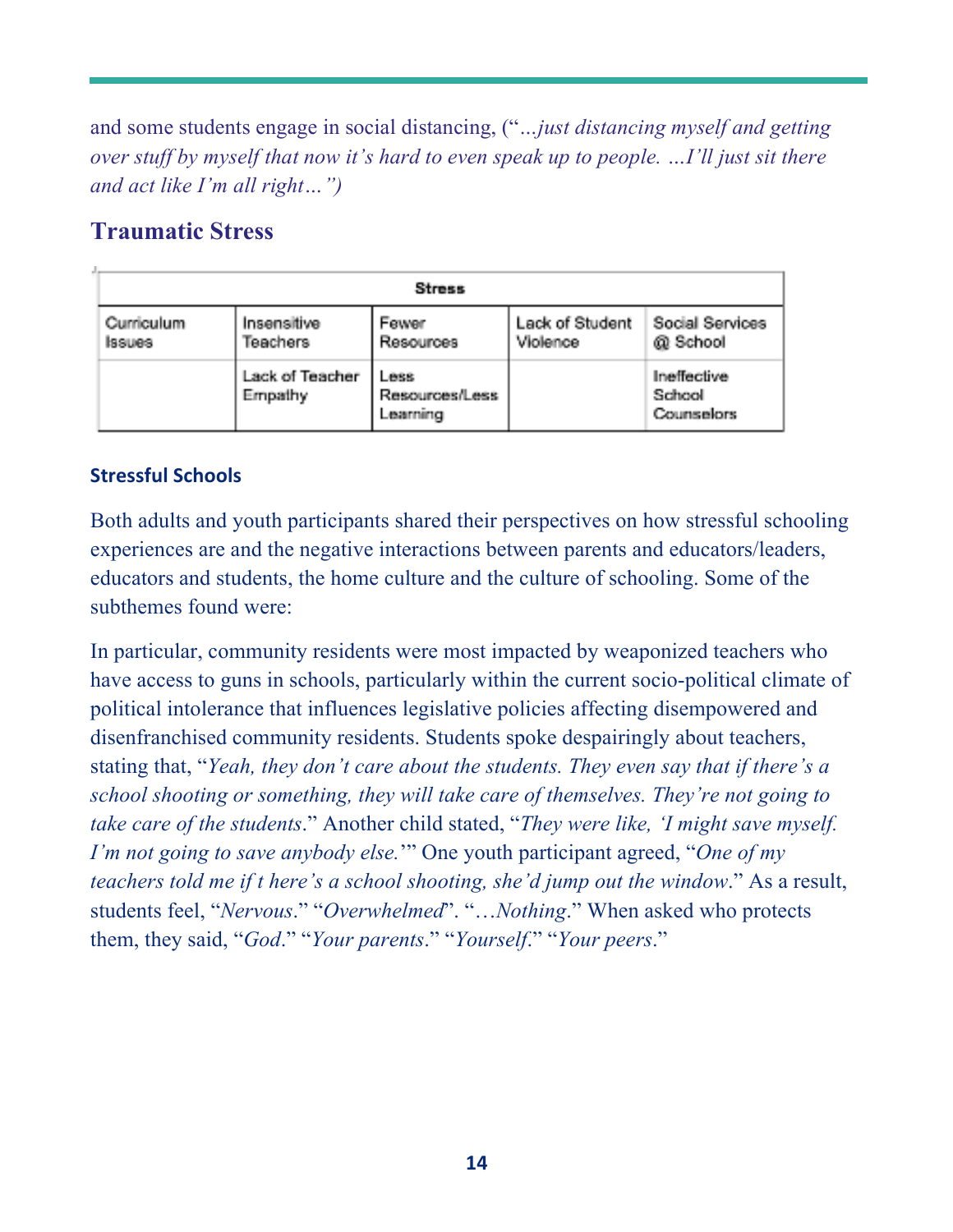and some students engage in social distancing, ("*...just distancing myself and getting over stuff by myself that now it's hard to even speak up to people. ...I'll just sit there and act like I'm all right...*")

## Traumatic Stress

| Stress | | | | |
|---|---|---|---|---|
| Curriculum Issues | Insensitive Teachers | Fewer Resources | Lack of Student Violence | Social Services @ School |
| | Lack of Teacher Empathy | Less Resources/Less Learning | | Ineffective School Counselors |

### Stressful Schools

Both adults and youth participants shared their perspectives on how stressful schooling experiences are and the negative interactions between parents and educators/leaders, educators and students, the home culture and the culture of schooling. Some of the subthemes found were:

In particular, community residents were most impacted by weaponized teachers who have access to guns in schools, particularly within the current socio-political climate of political intolerance that influences legislative policies affecting disempowered and disenfranchised community residents. Students spoke despairingly about teachers, stating that, "*Yeah, they don't care about the students. They even say that if there's a school shooting or something, they will take care of themselves. They're not going to take care of the students*." Another child stated, "*They were like, 'I might save myself. I'm not going to save anybody else.'*" One youth participant agreed, "*One of my teachers told me if t here's a school shooting, she'd jump out the window*." As a result, students feel, "*Nervous*." "*Overwhelmed*". "*...Nothing*." When asked who protects them, they said, "*God*." "*Your parents*." "*Yourself*." "*Your peers*."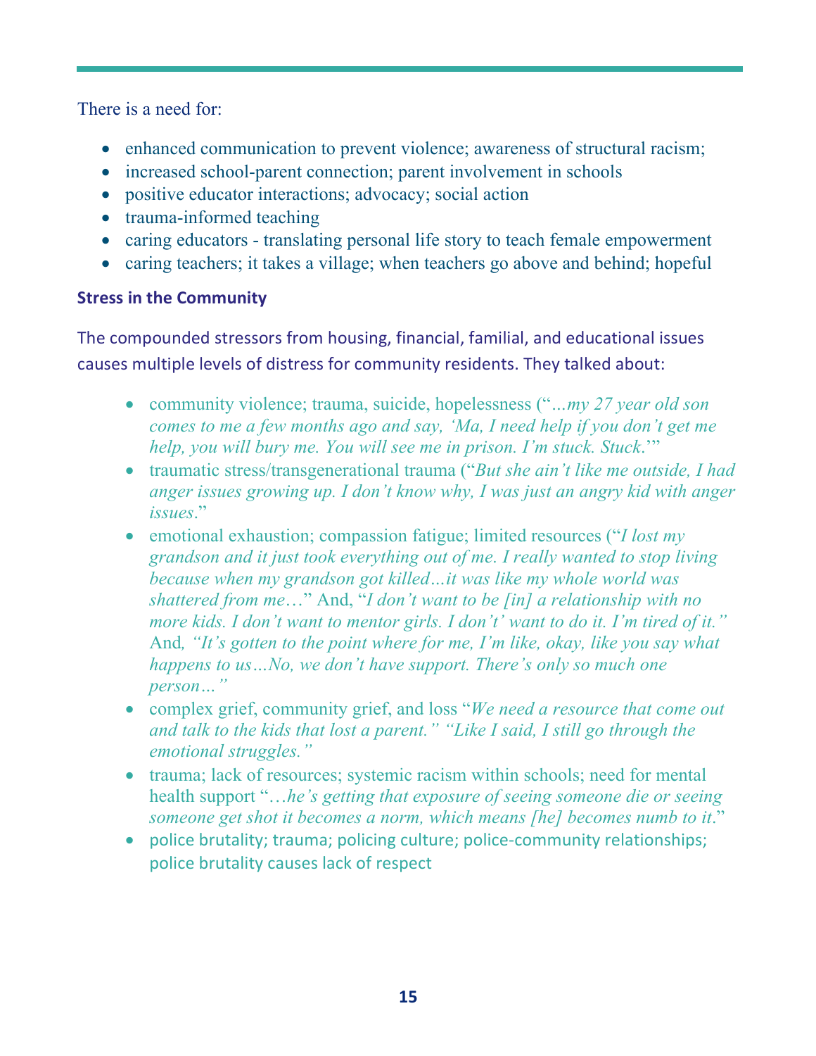There is a need for:

- enhanced communication to prevent violence; awareness of structural racism;
- increased school-parent connection; parent involvement in schools
- positive educator interactions; advocacy; social action
- trauma-informed teaching
- caring educators - translating personal life story to teach female empowerment
- caring teachers; it takes a village; when teachers go above and behind; hopeful

### Stress in the Community

The compounded stressors from housing, financial, familial, and educational issues causes multiple levels of distress for community residents. They talked about:

- community violence; trauma, suicide, hopelessness ("*...my 27 year old son comes to me a few months ago and say, 'Ma, I need help if you don't get me help, you will bury me. You will see me in prison. I'm stuck. Stuck.'*"
- traumatic stress/transgenerational trauma ("*But she ain't like me outside, I had anger issues growing up. I don't know why, I was just an angry kid with anger issues*."
- emotional exhaustion; compassion fatigue; limited resources ("*I lost my grandson and it just took everything out of me. I really wanted to stop living because when my grandson got killed…it was like my whole world was shattered from me…*" And, "*I don't want to be [in] a relationship with no more kids. I don't want to mentor girls. I don't' want to do it. I'm tired of it.*" And*, "It's gotten to the point where for me, I'm like, okay, like you say what happens to us…No, we don't have support. There's only so much one person…"*
- complex grief, community grief, and loss "*We need a resource that come out and talk to the kids that lost a parent." "Like I said, I still go through the emotional struggles."*
- trauma; lack of resources; systemic racism within schools; need for mental health support "*…he's getting that exposure of seeing someone die or seeing someone get shot it becomes a norm, which means [he] becomes numb to it*."
- police brutality; trauma; policing culture; police-community relationships; police brutality causes lack of respect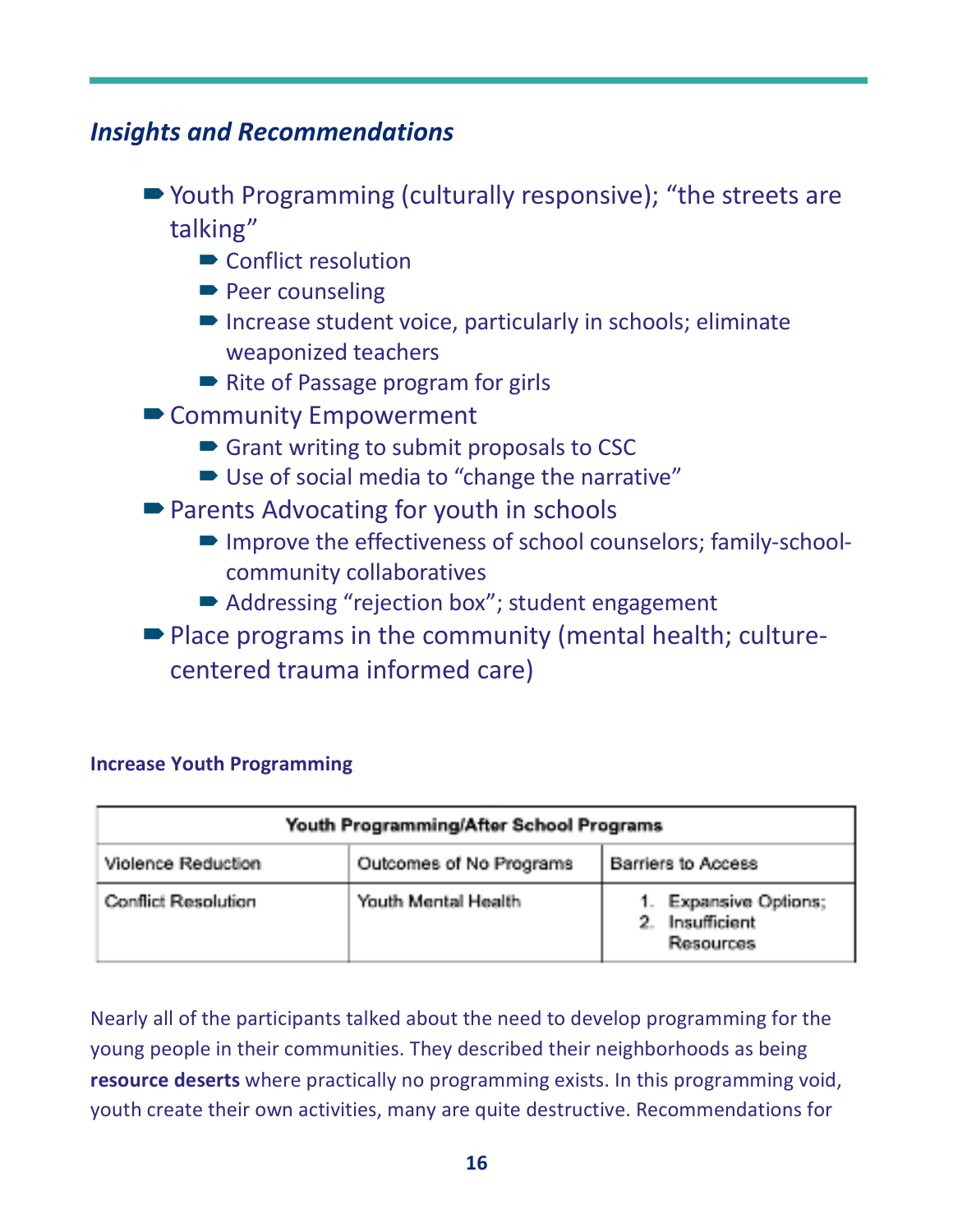## *Insights and Recommendations*

- Youth Programming (culturally responsive); "the streets are talking"
  - Conflict resolution
  - Peer counseling
  - Increase student voice, particularly in schools; eliminate weaponized teachers
  - Rite of Passage program for girls
- Community Empowerment
  - Grant writing to submit proposals to CSC
  - Use of social media to "change the narrative"
- Parents Advocating for youth in schools
  - Improve the effectiveness of school counselors; family-school-community collaboratives
  - Addressing "rejection box"; student engagement
- Place programs in the community (mental health; culture-centered trauma informed care)

**Increase Youth Programming**

| Youth Programming/After School Programs | | |
|---|---|---|
| Violence Reduction | Outcomes of No Programs | Barriers to Access |
| Conflict Resolution | Youth Mental Health | 1. Expansive Options; 2. Insufficient Resources |

Nearly all of the participants talked about the need to develop programming for the young people in their communities. They described their neighborhoods as being **resource deserts** where practically no programming exists. In this programming void, youth create their own activities, many are quite destructive. Recommendations for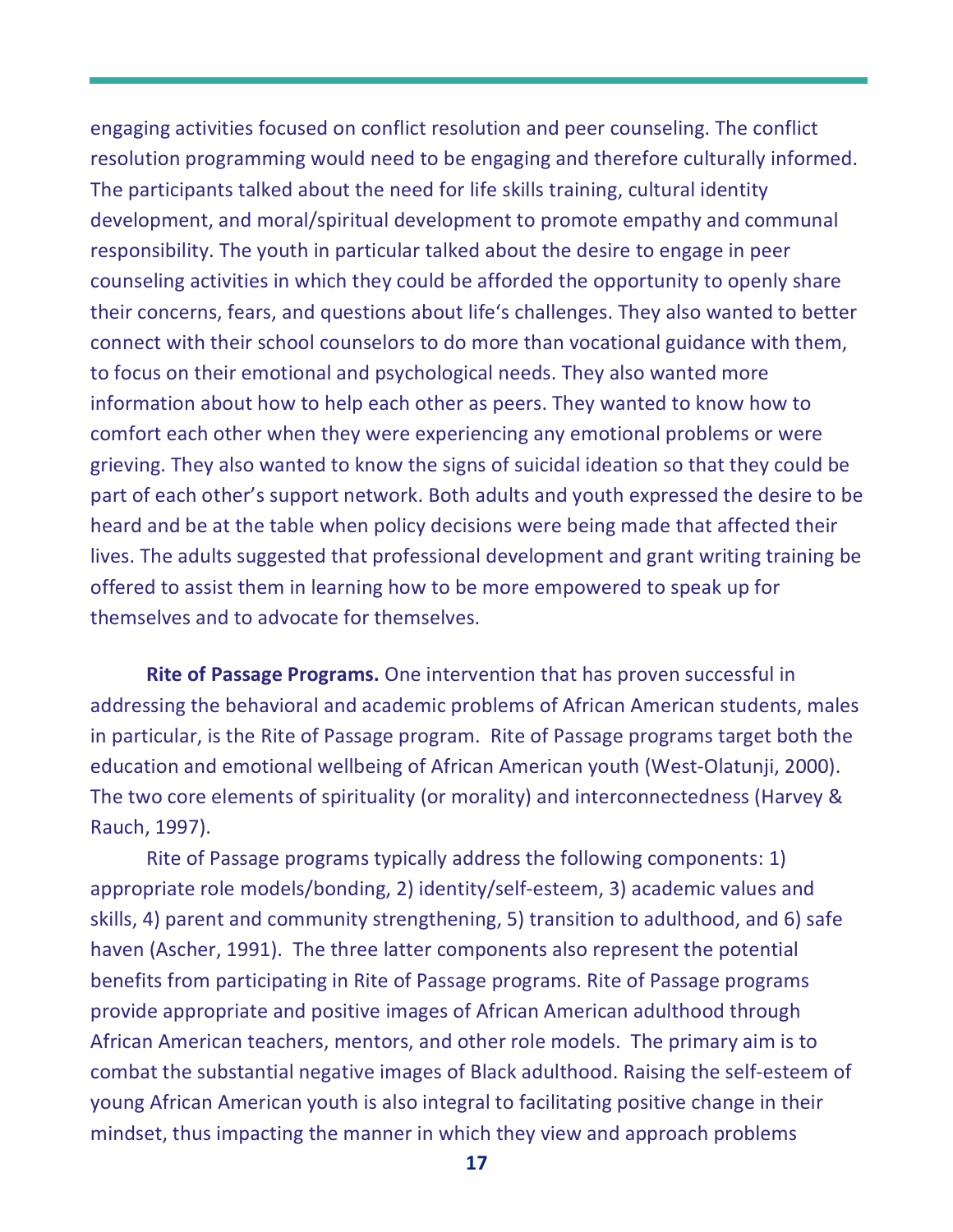engaging activities focused on conflict resolution and peer counseling. The conflict resolution programming would need to be engaging and therefore culturally informed. The participants talked about the need for life skills training, cultural identity development, and moral/spiritual development to promote empathy and communal responsibility. The youth in particular talked about the desire to engage in peer counseling activities in which they could be afforded the opportunity to openly share their concerns, fears, and questions about life's challenges. They also wanted to better connect with their school counselors to do more than vocational guidance with them, to focus on their emotional and psychological needs. They also wanted more information about how to help each other as peers. They wanted to know how to comfort each other when they were experiencing any emotional problems or were grieving. They also wanted to know the signs of suicidal ideation so that they could be part of each other's support network. Both adults and youth expressed the desire to be heard and be at the table when policy decisions were being made that affected their lives. The adults suggested that professional development and grant writing training be offered to assist them in learning how to be more empowered to speak up for themselves and to advocate for themselves.

**Rite of Passage Programs.** One intervention that has proven successful in addressing the behavioral and academic problems of African American students, males in particular, is the Rite of Passage program. Rite of Passage programs target both the education and emotional wellbeing of African American youth (West-Olatunji, 2000). The two core elements of spirituality (or morality) and interconnectedness (Harvey & Rauch, 1997).

Rite of Passage programs typically address the following components: 1) appropriate role models/bonding, 2) identity/self-esteem, 3) academic values and skills, 4) parent and community strengthening, 5) transition to adulthood, and 6) safe haven (Ascher, 1991). The three latter components also represent the potential benefits from participating in Rite of Passage programs. Rite of Passage programs provide appropriate and positive images of African American adulthood through African American teachers, mentors, and other role models. The primary aim is to combat the substantial negative images of Black adulthood. Raising the self-esteem of young African American youth is also integral to facilitating positive change in their mindset, thus impacting the manner in which they view and approach problems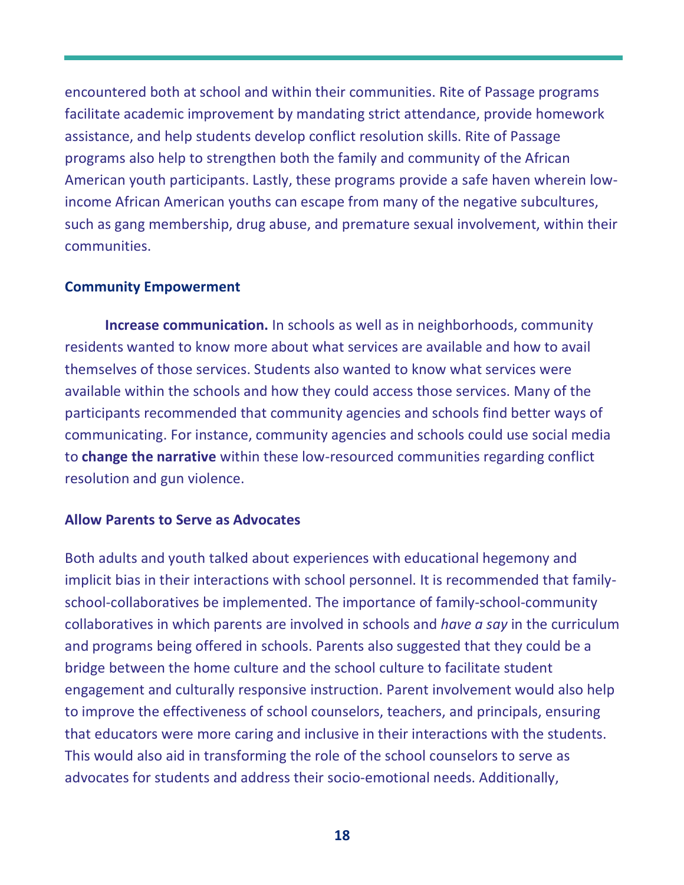encountered both at school and within their communities. Rite of Passage programs facilitate academic improvement by mandating strict attendance, provide homework assistance, and help students develop conflict resolution skills. Rite of Passage programs also help to strengthen both the family and community of the African American youth participants. Lastly, these programs provide a safe haven wherein low-income African American youths can escape from many of the negative subcultures, such as gang membership, drug abuse, and premature sexual involvement, within their communities.

### Community Empowerment

**Increase communication.** In schools as well as in neighborhoods, community residents wanted to know more about what services are available and how to avail themselves of those services. Students also wanted to know what services were available within the schools and how they could access those services. Many of the participants recommended that community agencies and schools find better ways of communicating. For instance, community agencies and schools could use social media to **change the narrative** within these low-resourced communities regarding conflict resolution and gun violence.

### Allow Parents to Serve as Advocates

Both adults and youth talked about experiences with educational hegemony and implicit bias in their interactions with school personnel. It is recommended that family-school-collaboratives be implemented. The importance of family-school-community collaboratives in which parents are involved in schools and *have a say* in the curriculum and programs being offered in schools. Parents also suggested that they could be a bridge between the home culture and the school culture to facilitate student engagement and culturally responsive instruction. Parent involvement would also help to improve the effectiveness of school counselors, teachers, and principals, ensuring that educators were more caring and inclusive in their interactions with the students. This would also aid in transforming the role of the school counselors to serve as advocates for students and address their socio-emotional needs. Additionally,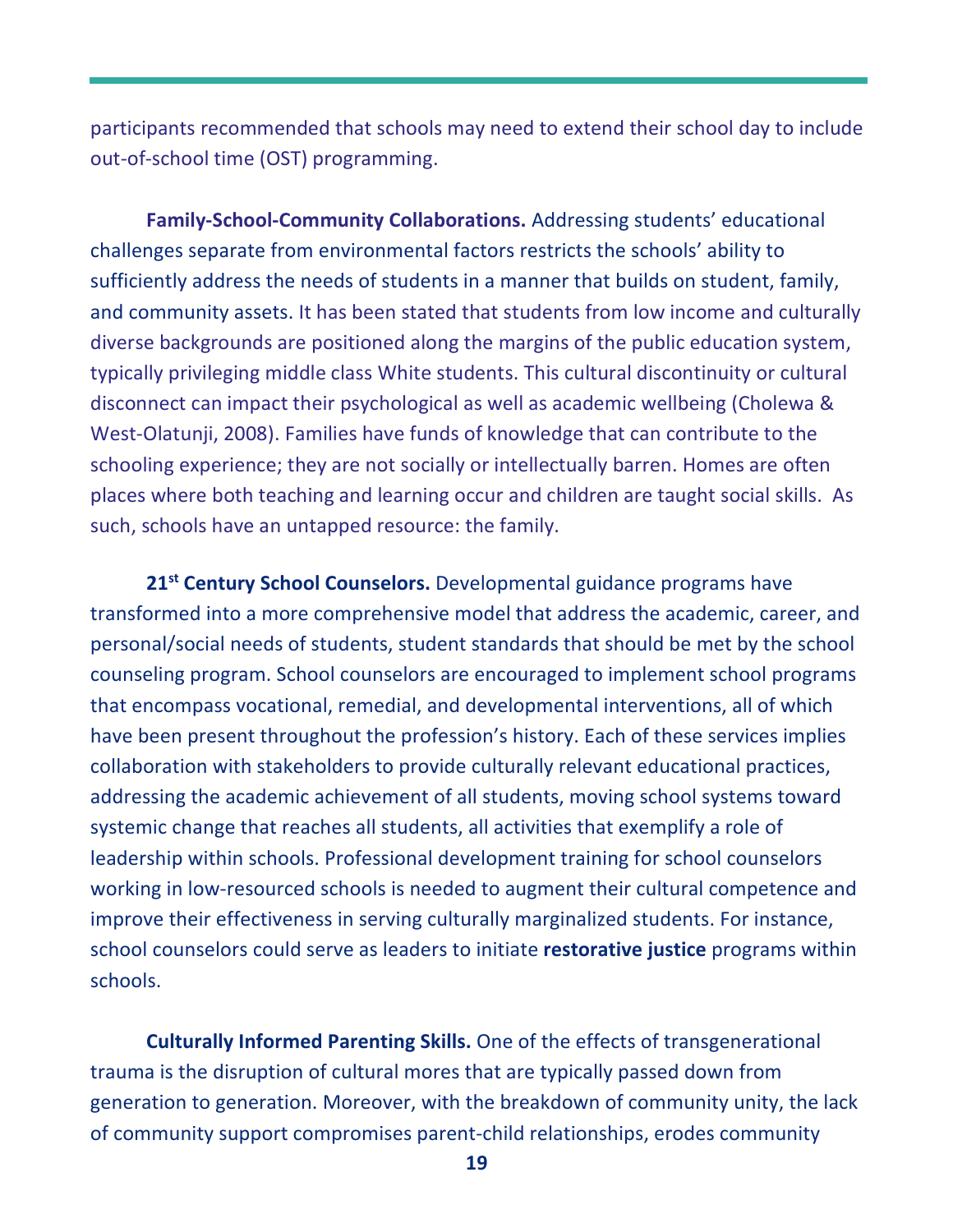participants recommended that schools may need to extend their school day to include out-of-school time (OST) programming.

**Family-School-Community Collaborations.** Addressing students' educational challenges separate from environmental factors restricts the schools' ability to sufficiently address the needs of students in a manner that builds on student, family, and community assets. It has been stated that students from low income and culturally diverse backgrounds are positioned along the margins of the public education system, typically privileging middle class White students. This cultural discontinuity or cultural disconnect can impact their psychological as well as academic wellbeing (Cholewa & West-Olatunji, 2008). Families have funds of knowledge that can contribute to the schooling experience; they are not socially or intellectually barren. Homes are often places where both teaching and learning occur and children are taught social skills. As such, schools have an untapped resource: the family.

**21st Century School Counselors.** Developmental guidance programs have transformed into a more comprehensive model that address the academic, career, and personal/social needs of students, student standards that should be met by the school counseling program. School counselors are encouraged to implement school programs that encompass vocational, remedial, and developmental interventions, all of which have been present throughout the profession's history. Each of these services implies collaboration with stakeholders to provide culturally relevant educational practices, addressing the academic achievement of all students, moving school systems toward systemic change that reaches all students, all activities that exemplify a role of leadership within schools. Professional development training for school counselors working in low-resourced schools is needed to augment their cultural competence and improve their effectiveness in serving culturally marginalized students. For instance, school counselors could serve as leaders to initiate **restorative justice** programs within schools.

**Culturally Informed Parenting Skills.** One of the effects of transgenerational trauma is the disruption of cultural mores that are typically passed down from generation to generation. Moreover, with the breakdown of community unity, the lack of community support compromises parent-child relationships, erodes community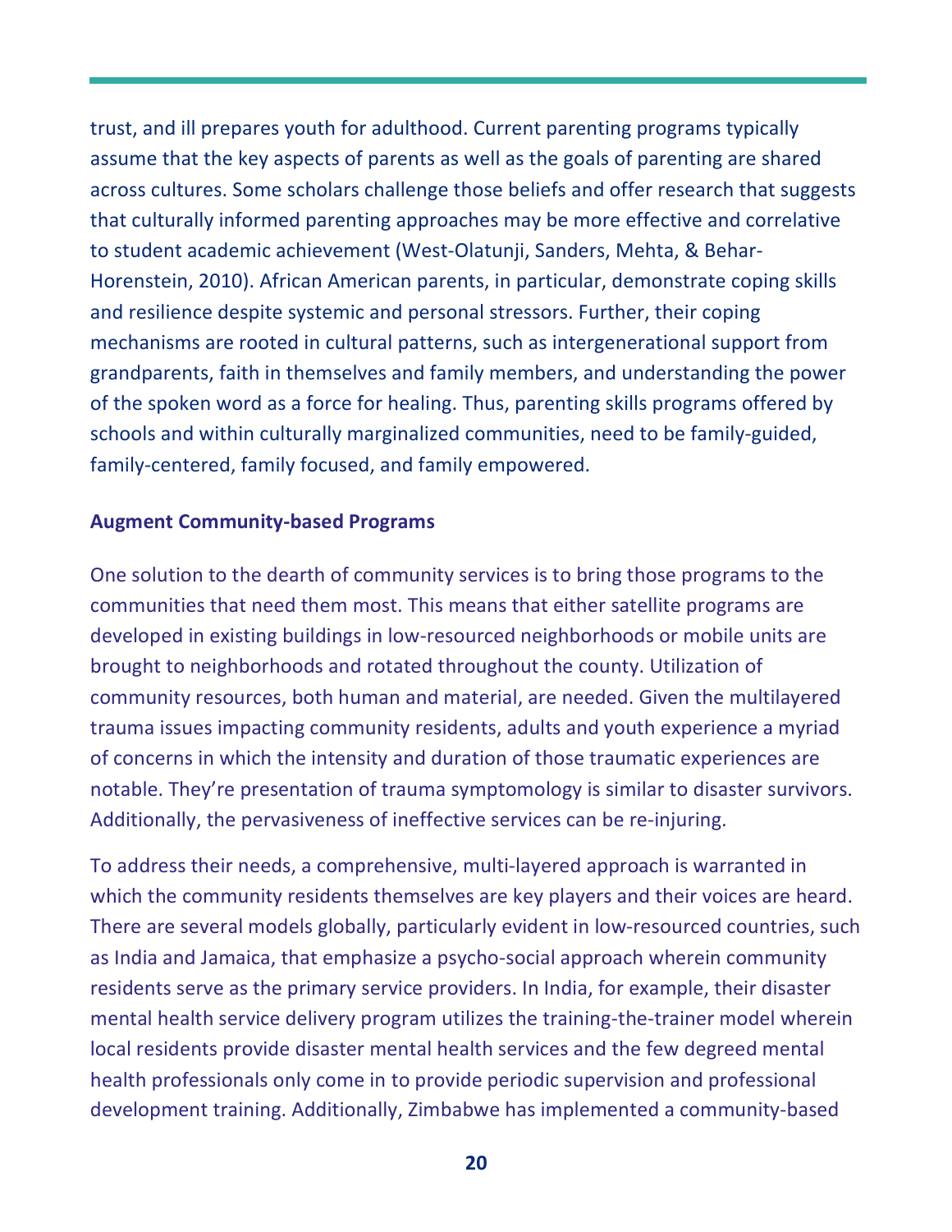trust, and ill prepares youth for adulthood. Current parenting programs typically assume that the key aspects of parents as well as the goals of parenting are shared across cultures. Some scholars challenge those beliefs and offer research that suggests that culturally informed parenting approaches may be more effective and correlative to student academic achievement (West-Olatunji, Sanders, Mehta, & Behar-Horenstein, 2010). African American parents, in particular, demonstrate coping skills and resilience despite systemic and personal stressors. Further, their coping mechanisms are rooted in cultural patterns, such as intergenerational support from grandparents, faith in themselves and family members, and understanding the power of the spoken word as a force for healing. Thus, parenting skills programs offered by schools and within culturally marginalized communities, need to be family-guided, family-centered, family focused, and family empowered.

### Augment Community-based Programs

One solution to the dearth of community services is to bring those programs to the communities that need them most. This means that either satellite programs are developed in existing buildings in low-resourced neighborhoods or mobile units are brought to neighborhoods and rotated throughout the county. Utilization of community resources, both human and material, are needed. Given the multilayered trauma issues impacting community residents, adults and youth experience a myriad of concerns in which the intensity and duration of those traumatic experiences are notable. They're presentation of trauma symptomology is similar to disaster survivors. Additionally, the pervasiveness of ineffective services can be re-injuring.

To address their needs, a comprehensive, multi-layered approach is warranted in which the community residents themselves are key players and their voices are heard. There are several models globally, particularly evident in low-resourced countries, such as India and Jamaica, that emphasize a psycho-social approach wherein community residents serve as the primary service providers. In India, for example, their disaster mental health service delivery program utilizes the training-the-trainer model wherein local residents provide disaster mental health services and the few degreed mental health professionals only come in to provide periodic supervision and professional development training. Additionally, Zimbabwe has implemented a community-based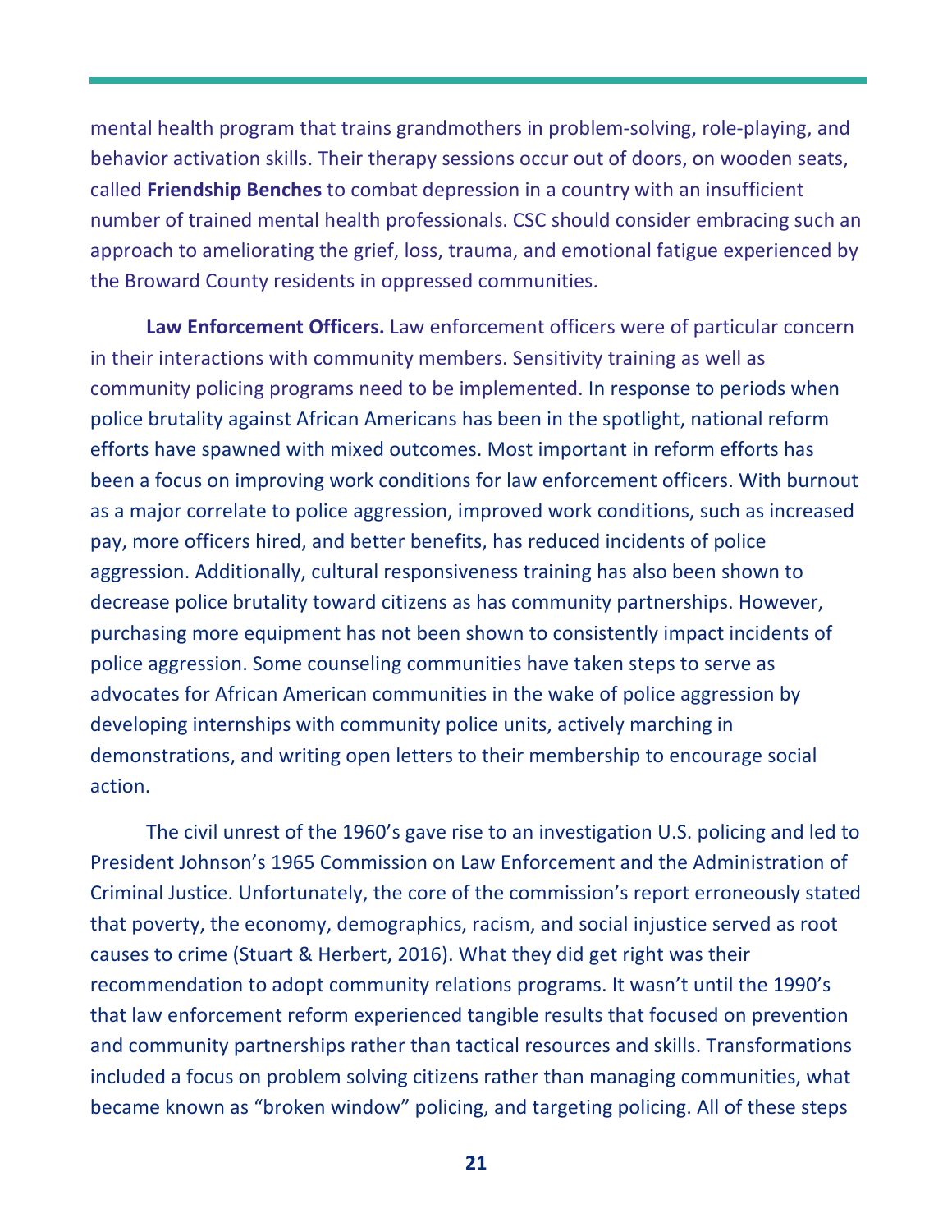mental health program that trains grandmothers in problem-solving, role-playing, and behavior activation skills. Their therapy sessions occur out of doors, on wooden seats, called **Friendship Benches** to combat depression in a country with an insufficient number of trained mental health professionals. CSC should consider embracing such an approach to ameliorating the grief, loss, trauma, and emotional fatigue experienced by the Broward County residents in oppressed communities.

**Law Enforcement Officers.** Law enforcement officers were of particular concern in their interactions with community members. Sensitivity training as well as community policing programs need to be implemented. In response to periods when police brutality against African Americans has been in the spotlight, national reform efforts have spawned with mixed outcomes. Most important in reform efforts has been a focus on improving work conditions for law enforcement officers. With burnout as a major correlate to police aggression, improved work conditions, such as increased pay, more officers hired, and better benefits, has reduced incidents of police aggression. Additionally, cultural responsiveness training has also been shown to decrease police brutality toward citizens as has community partnerships. However, purchasing more equipment has not been shown to consistently impact incidents of police aggression. Some counseling communities have taken steps to serve as advocates for African American communities in the wake of police aggression by developing internships with community police units, actively marching in demonstrations, and writing open letters to their membership to encourage social action.

The civil unrest of the 1960's gave rise to an investigation U.S. policing and led to President Johnson's 1965 Commission on Law Enforcement and the Administration of Criminal Justice. Unfortunately, the core of the commission's report erroneously stated that poverty, the economy, demographics, racism, and social injustice served as root causes to crime (Stuart & Herbert, 2016). What they did get right was their recommendation to adopt community relations programs. It wasn't until the 1990's that law enforcement reform experienced tangible results that focused on prevention and community partnerships rather than tactical resources and skills. Transformations included a focus on problem solving citizens rather than managing communities, what became known as "broken window" policing, and targeting policing. All of these steps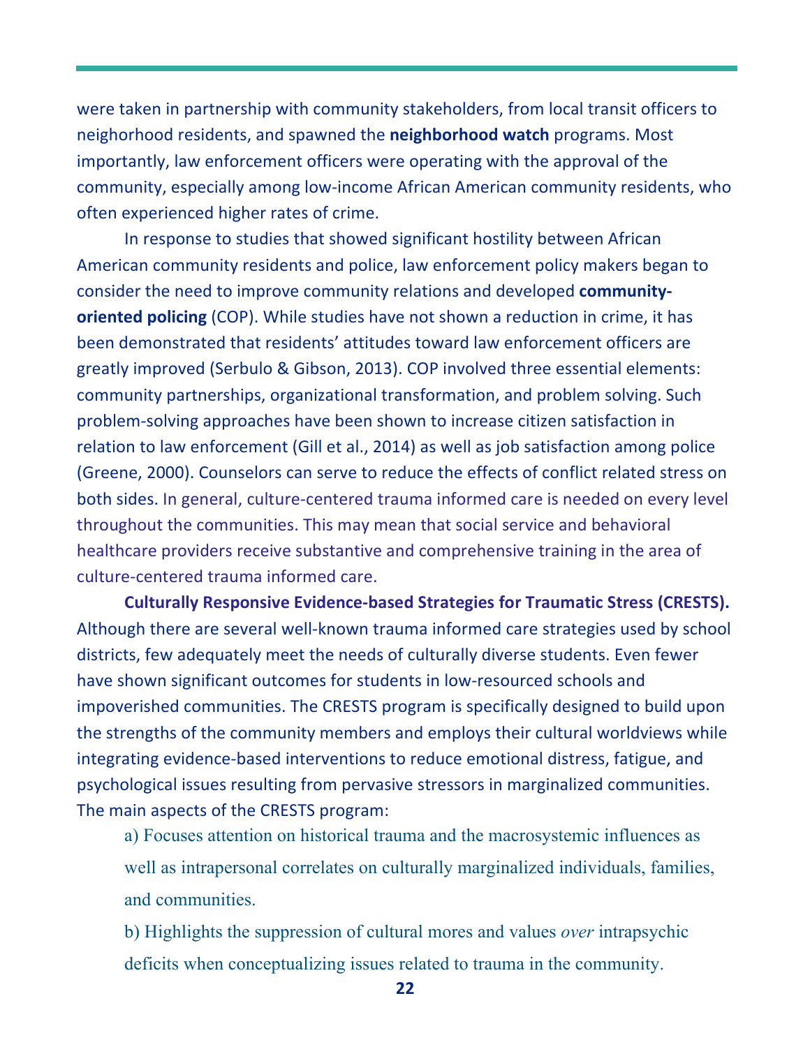were taken in partnership with community stakeholders, from local transit officers to neighorhood residents, and spawned the **neighborhood watch** programs. Most importantly, law enforcement officers were operating with the approval of the community, especially among low-income African American community residents, who often experienced higher rates of crime.

In response to studies that showed significant hostility between African American community residents and police, law enforcement policy makers began to consider the need to improve community relations and developed **community-oriented policing** (COP). While studies have not shown a reduction in crime, it has been demonstrated that residents' attitudes toward law enforcement officers are greatly improved (Serbulo & Gibson, 2013). COP involved three essential elements: community partnerships, organizational transformation, and problem solving. Such problem-solving approaches have been shown to increase citizen satisfaction in relation to law enforcement (Gill et al., 2014) as well as job satisfaction among police (Greene, 2000). Counselors can serve to reduce the effects of conflict related stress on both sides. In general, culture-centered trauma informed care is needed on every level throughout the communities. This may mean that social service and behavioral healthcare providers receive substantive and comprehensive training in the area of culture-centered trauma informed care.

**Culturally Responsive Evidence-based Strategies for Traumatic Stress (CRESTS).** Although there are several well-known trauma informed care strategies used by school districts, few adequately meet the needs of culturally diverse students. Even fewer have shown significant outcomes for students in low-resourced schools and impoverished communities. The CRESTS program is specifically designed to build upon the strengths of the community members and employs their cultural worldviews while integrating evidence-based interventions to reduce emotional distress, fatigue, and psychological issues resulting from pervasive stressors in marginalized communities. The main aspects of the CRESTS program:

a) Focuses attention on historical trauma and the macrosystemic influences as well as intrapersonal correlates on culturally marginalized individuals, families, and communities.

b) Highlights the suppression of cultural mores and values *over* intrapsychic deficits when conceptualizing issues related to trauma in the community.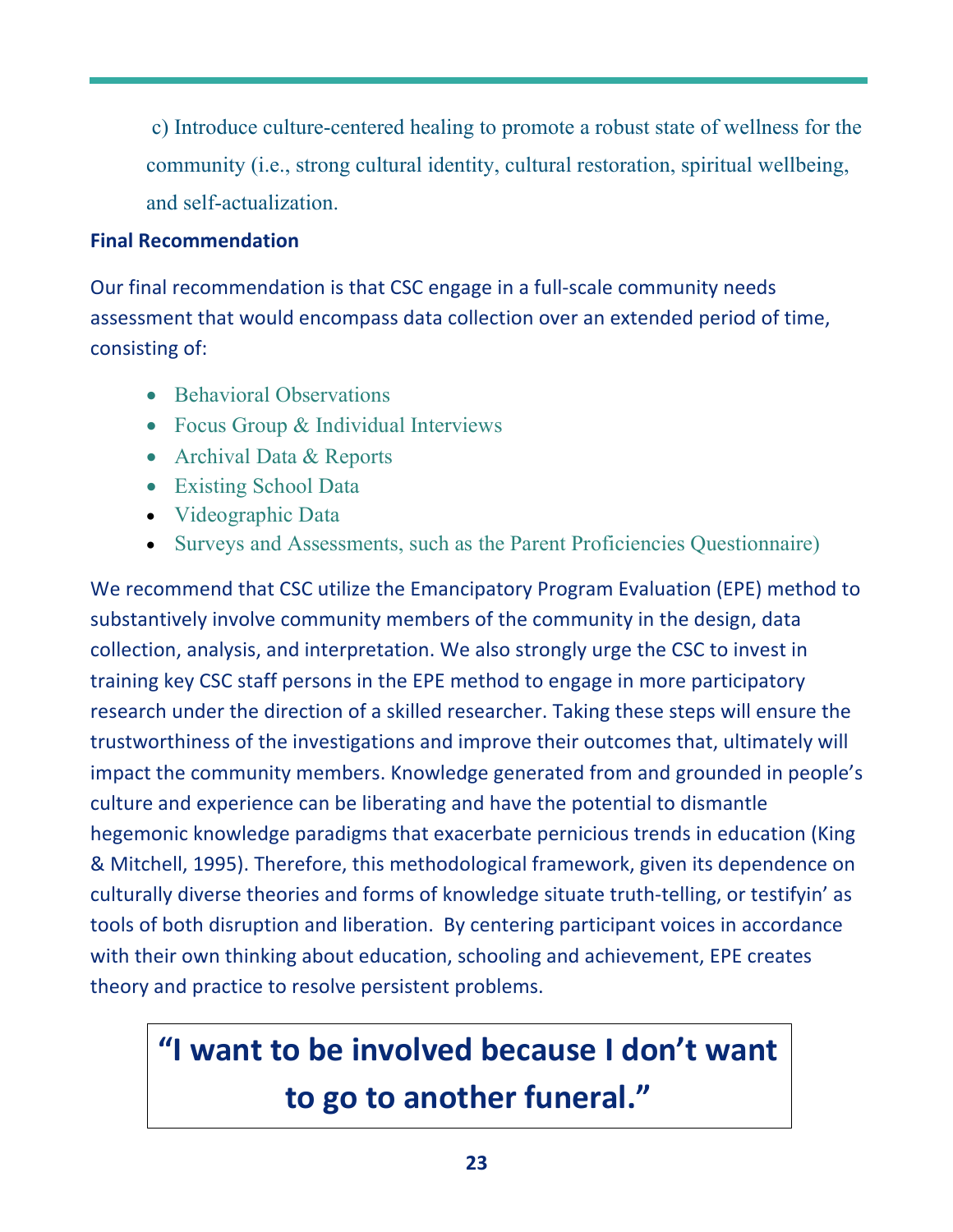c) Introduce culture-centered healing to promote a robust state of wellness for the community (i.e., strong cultural identity, cultural restoration, spiritual wellbeing, and self-actualization.

**Final Recommendation**

Our final recommendation is that CSC engage in a full-scale community needs assessment that would encompass data collection over an extended period of time, consisting of:

- Behavioral Observations
- Focus Group & Individual Interviews
- Archival Data & Reports
- Existing School Data
- Videographic Data
- Surveys and Assessments, such as the Parent Proficiencies Questionnaire)

We recommend that CSC utilize the Emancipatory Program Evaluation (EPE) method to substantively involve community members of the community in the design, data collection, analysis, and interpretation. We also strongly urge the CSC to invest in training key CSC staff persons in the EPE method to engage in more participatory research under the direction of a skilled researcher. Taking these steps will ensure the trustworthiness of the investigations and improve their outcomes that, ultimately will impact the community members. Knowledge generated from and grounded in people's culture and experience can be liberating and have the potential to dismantle hegemonic knowledge paradigms that exacerbate pernicious trends in education (King & Mitchell, 1995). Therefore, this methodological framework, given its dependence on culturally diverse theories and forms of knowledge situate truth-telling, or testifyin' as tools of both disruption and liberation. By centering participant voices in accordance with their own thinking about education, schooling and achievement, EPE creates theory and practice to resolve persistent problems.

**"I want to be involved because I don't want to go to another funeral."**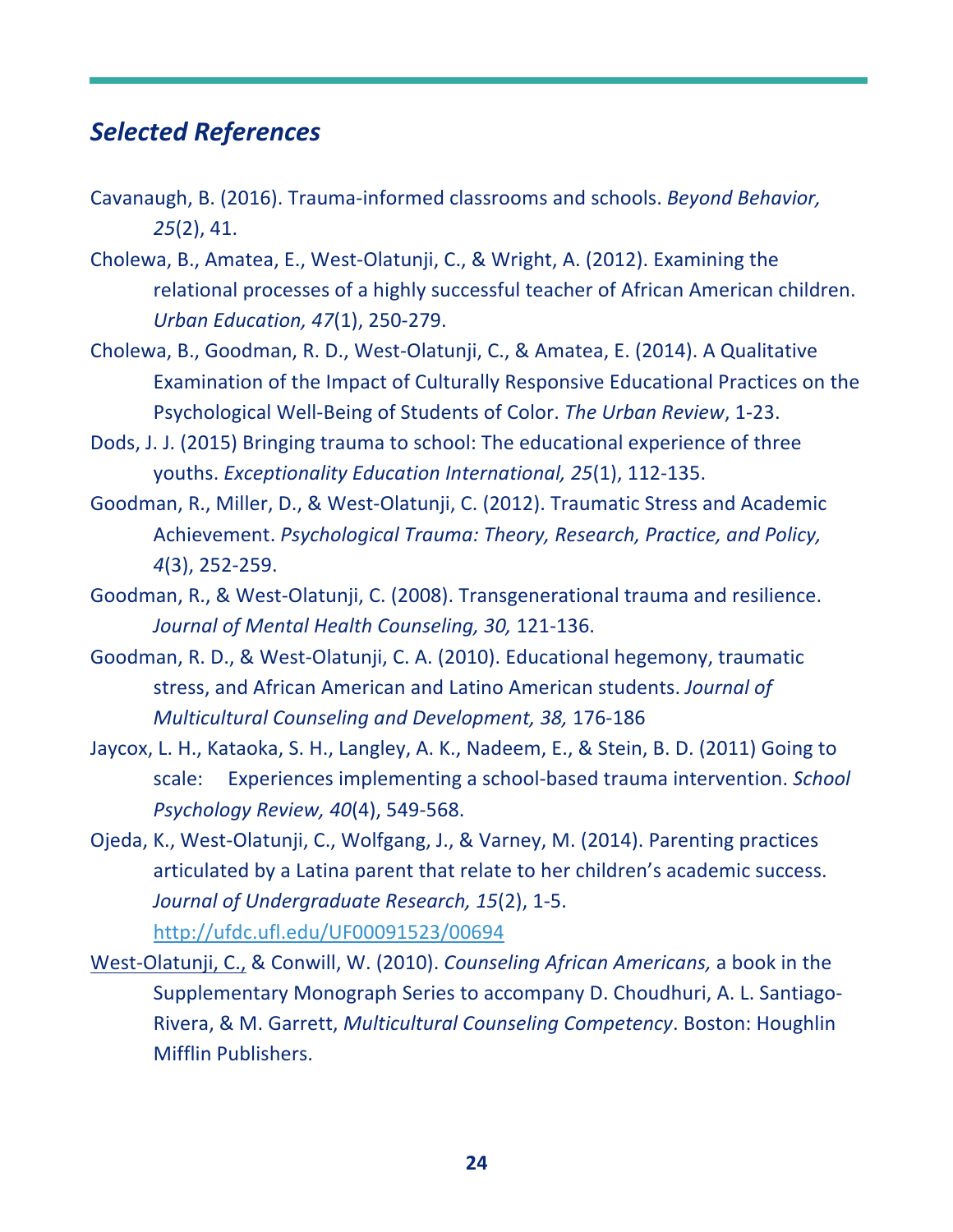## *Selected References*

Cavanaugh, B. (2016). Trauma-informed classrooms and schools. *Beyond Behavior, 25*(2), 41.

Cholewa, B., Amatea, E., West-Olatunji, C., & Wright, A. (2012). Examining the relational processes of a highly successful teacher of African American children. *Urban Education, 47*(1), 250-279.

Cholewa, B., Goodman, R. D., West-Olatunji, C., & Amatea, E. (2014). A Qualitative Examination of the Impact of Culturally Responsive Educational Practices on the Psychological Well-Being of Students of Color. *The Urban Review*, 1-23.

Dods, J. J. (2015) Bringing trauma to school: The educational experience of three youths. *Exceptionality Education International, 25*(1), 112-135.

Goodman, R., Miller, D., & West-Olatunji, C. (2012). Traumatic Stress and Academic Achievement. *Psychological Trauma: Theory, Research, Practice, and Policy, 4*(3), 252-259.

Goodman, R., & West-Olatunji, C. (2008). Transgenerational trauma and resilience. *Journal of Mental Health Counseling, 30,* 121-136.

Goodman, R. D., & West-Olatunji, C. A. (2010). Educational hegemony, traumatic stress, and African American and Latino American students. *Journal of Multicultural Counseling and Development, 38,* 176-186

Jaycox, L. H., Kataoka, S. H., Langley, A. K., Nadeem, E., & Stein, B. D. (2011) Going to scale: Experiences implementing a school-based trauma intervention. *School Psychology Review, 40*(4), 549-568.

Ojeda, K., West-Olatunji, C., Wolfgang, J., & Varney, M. (2014). Parenting practices articulated by a Latina parent that relate to her children's academic success. *Journal of Undergraduate Research, 15*(2), 1-5. http://ufdc.ufl.edu/UF00091523/00694

West-Olatunji, C., & Conwill, W. (2010). *Counseling African Americans,* a book in the Supplementary Monograph Series to accompany D. Choudhuri, A. L. Santiago-Rivera, & M. Garrett, *Multicultural Counseling Competency*. Boston: Houghlin Mifflin Publishers.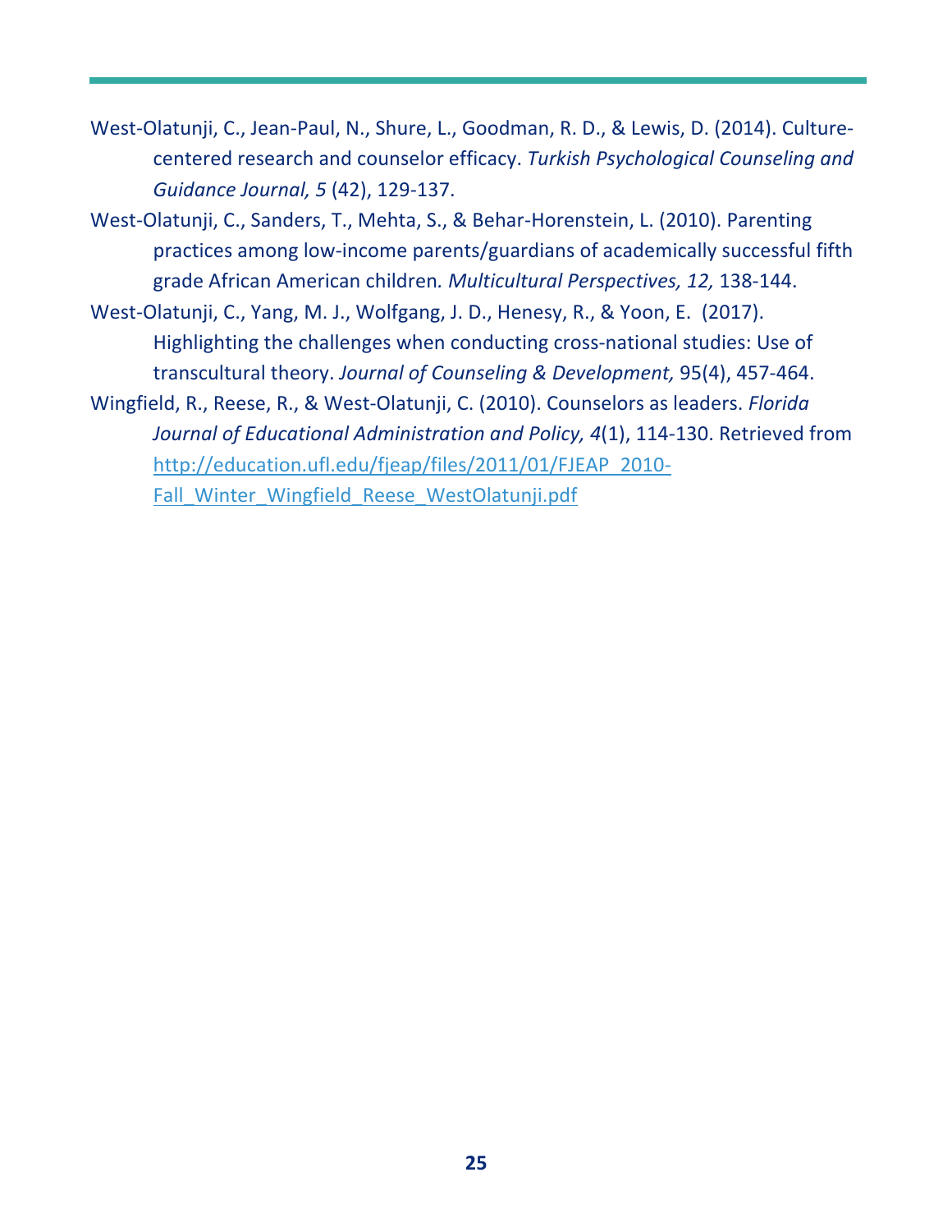West-Olatunji, C., Jean-Paul, N., Shure, L., Goodman, R. D., & Lewis, D. (2014). Culture-centered research and counselor efficacy. *Turkish Psychological Counseling and Guidance Journal, 5* (42), 129-137.

West-Olatunji, C., Sanders, T., Mehta, S., & Behar-Horenstein, L. (2010). Parenting practices among low-income parents/guardians of academically successful fifth grade African American children. *Multicultural Perspectives, 12,* 138-144.

West-Olatunji, C., Yang, M. J., Wolfgang, J. D., Henesy, R., & Yoon, E. (2017). Highlighting the challenges when conducting cross-national studies: Use of transcultural theory. *Journal of Counseling & Development,* 95(4), 457-464.

Wingfield, R., Reese, R., & West-Olatunji, C. (2010). Counselors as leaders. *Florida Journal of Educational Administration and Policy, 4*(1), 114-130. Retrieved from [http://education.ufl.edu/fjeap/files/2011/01/FJEAP_2010-Fall_Winter_Wingfield_Reese_WestOlatunji.pdf](http://education.ufl.edu/fjeap/files/2011/01/FJEAP_2010-Fall_Winter_Wingfield_Reese_WestOlatunji.pdf)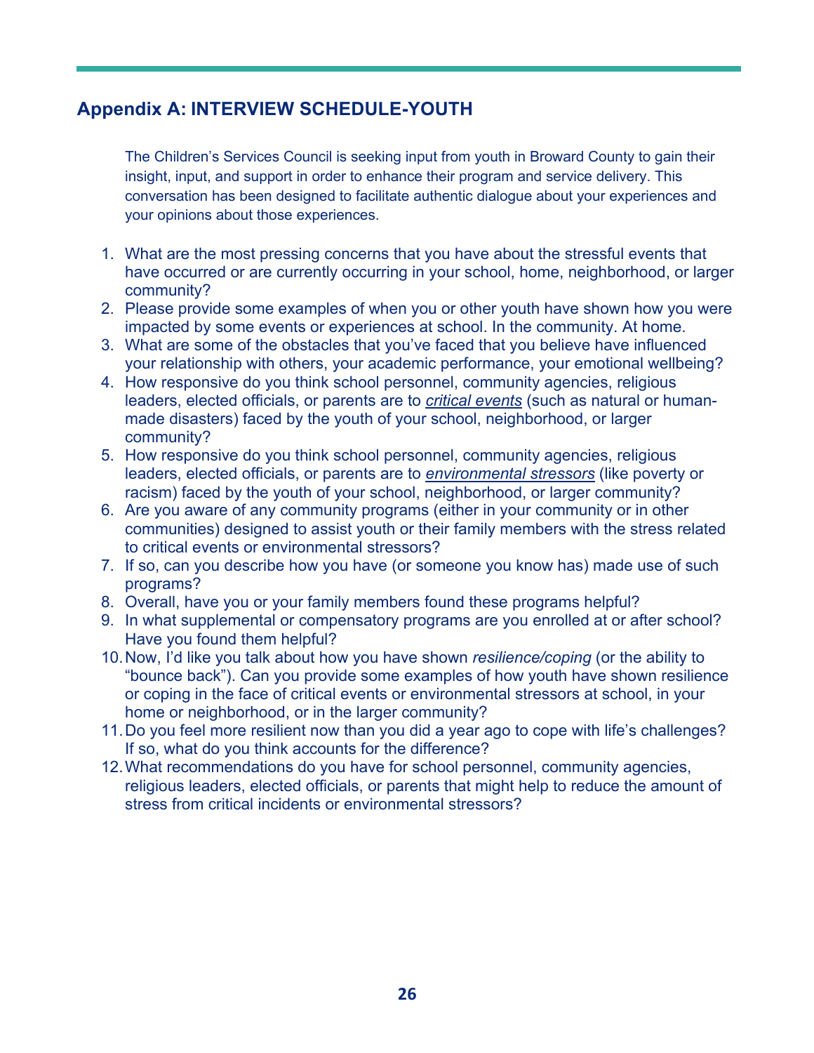## Appendix A: INTERVIEW SCHEDULE-YOUTH

The Children's Services Council is seeking input from youth in Broward County to gain their insight, input, and support in order to enhance their program and service delivery. This conversation has been designed to facilitate authentic dialogue about your experiences and your opinions about those experiences.

1. What are the most pressing concerns that you have about the stressful events that have occurred or are currently occurring in your school, home, neighborhood, or larger community?
2. Please provide some examples of when you or other youth have shown how you were impacted by some events or experiences at school. In the community. At home.
3. What are some of the obstacles that you've faced that you believe have influenced your relationship with others, your academic performance, your emotional wellbeing?
4. How responsive do you think school personnel, community agencies, religious leaders, elected officials, or parents are to *critical events* (such as natural or human-made disasters) faced by the youth of your school, neighborhood, or larger community?
5. How responsive do you think school personnel, community agencies, religious leaders, elected officials, or parents are to *environmental stressors* (like poverty or racism) faced by the youth of your school, neighborhood, or larger community?
6. Are you aware of any community programs (either in your community or in other communities) designed to assist youth or their family members with the stress related to critical events or environmental stressors?
7. If so, can you describe how you have (or someone you know has) made use of such programs?
8. Overall, have you or your family members found these programs helpful?
9. In what supplemental or compensatory programs are you enrolled at or after school? Have you found them helpful?
10. Now, I'd like you talk about how you have shown *resilience/coping* (or the ability to "bounce back"). Can you provide some examples of how youth have shown resilience or coping in the face of critical events or environmental stressors at school, in your home or neighborhood, or in the larger community?
11. Do you feel more resilient now than you did a year ago to cope with life's challenges? If so, what do you think accounts for the difference?
12. What recommendations do you have for school personnel, community agencies, religious leaders, elected officials, or parents that might help to reduce the amount of stress from critical incidents or environmental stressors?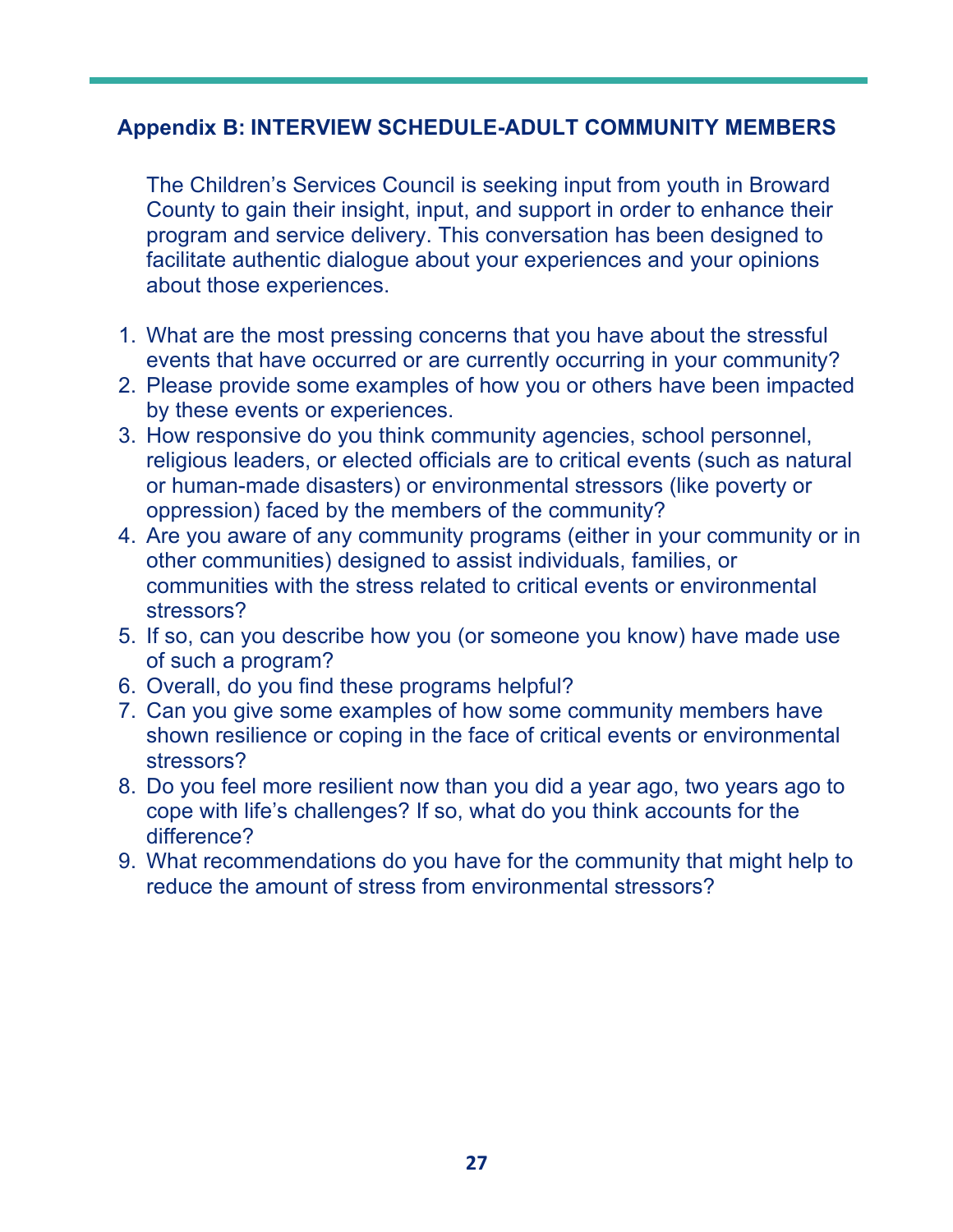## Appendix B: INTERVIEW SCHEDULE-ADULT COMMUNITY MEMBERS

The Children's Services Council is seeking input from youth in Broward County to gain their insight, input, and support in order to enhance their program and service delivery. This conversation has been designed to facilitate authentic dialogue about your experiences and your opinions about those experiences.

1. What are the most pressing concerns that you have about the stressful events that have occurred or are currently occurring in your community?
2. Please provide some examples of how you or others have been impacted by these events or experiences.
3. How responsive do you think community agencies, school personnel, religious leaders, or elected officials are to critical events (such as natural or human-made disasters) or environmental stressors (like poverty or oppression) faced by the members of the community?
4. Are you aware of any community programs (either in your community or in other communities) designed to assist individuals, families, or communities with the stress related to critical events or environmental stressors?
5. If so, can you describe how you (or someone you know) have made use of such a program?
6. Overall, do you find these programs helpful?
7. Can you give some examples of how some community members have shown resilience or coping in the face of critical events or environmental stressors?
8. Do you feel more resilient now than you did a year ago, two years ago to cope with life's challenges? If so, what do you think accounts for the difference?
9. What recommendations do you have for the community that might help to reduce the amount of stress from environmental stressors?